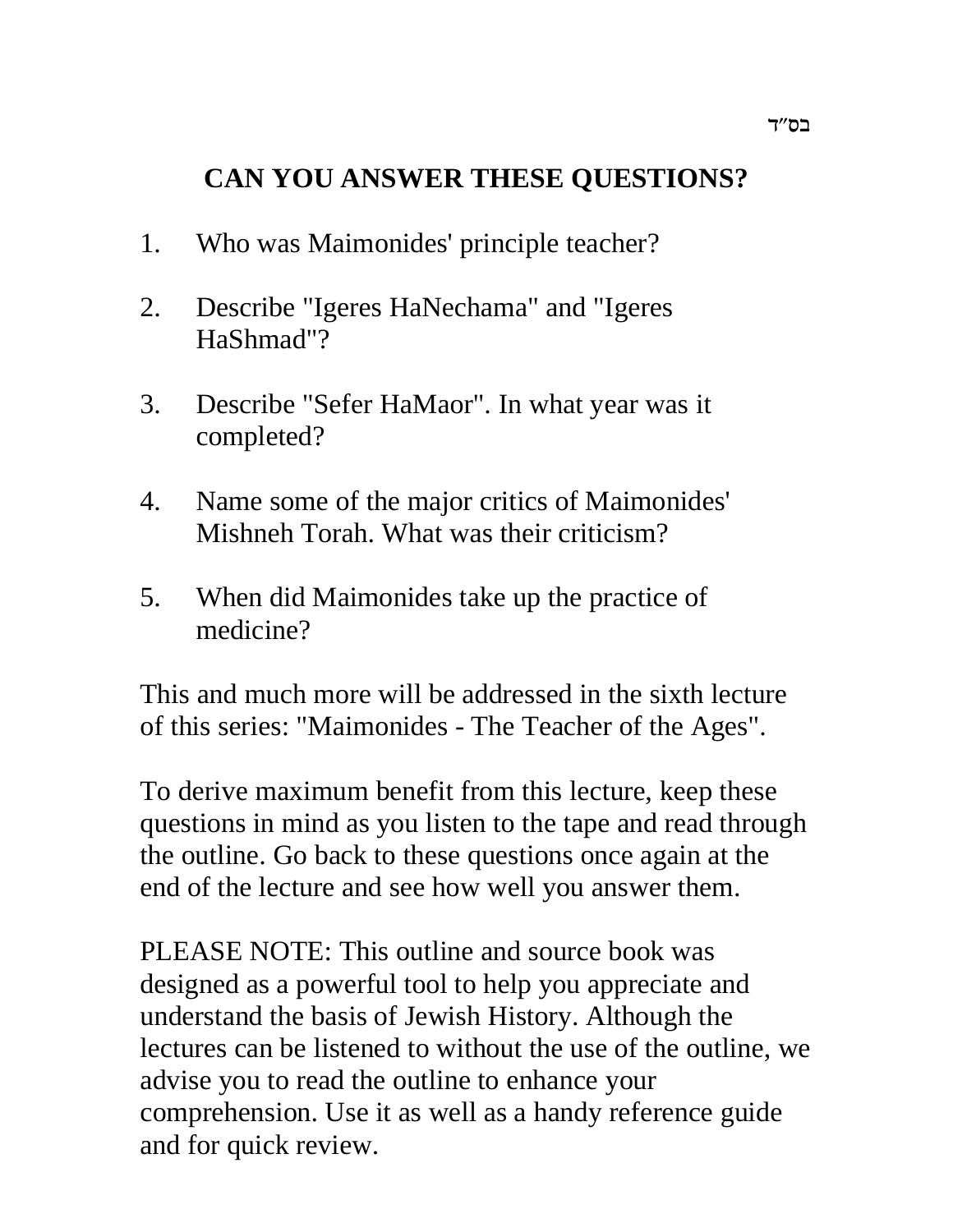בס״ד

# CAN YOU ANSWER THESE QUESTIONS?

1. Who was Maimonides' principle teacher?

2. Describe "Igeres HaNechama" and "Igeres HaShmad"?

3. Describe "Sefer HaMaor". In what year was it completed?

4. Name some of the major critics of Maimonides' Mishneh Torah. What was their criticism?

5. When did Maimonides take up the practice of medicine?

This and much more will be addressed in the sixth lecture of this series: "Maimonides - The Teacher of the Ages".

To derive maximum benefit from this lecture, keep these questions in mind as you listen to the tape and read through the outline. Go back to these questions once again at the end of the lecture and see how well you answer them.

PLEASE NOTE: This outline and source book was designed as a powerful tool to help you appreciate and understand the basis of Jewish History. Although the lectures can be listened to without the use of the outline, we advise you to read the outline to enhance your comprehension. Use it as well as a handy reference guide and for quick review.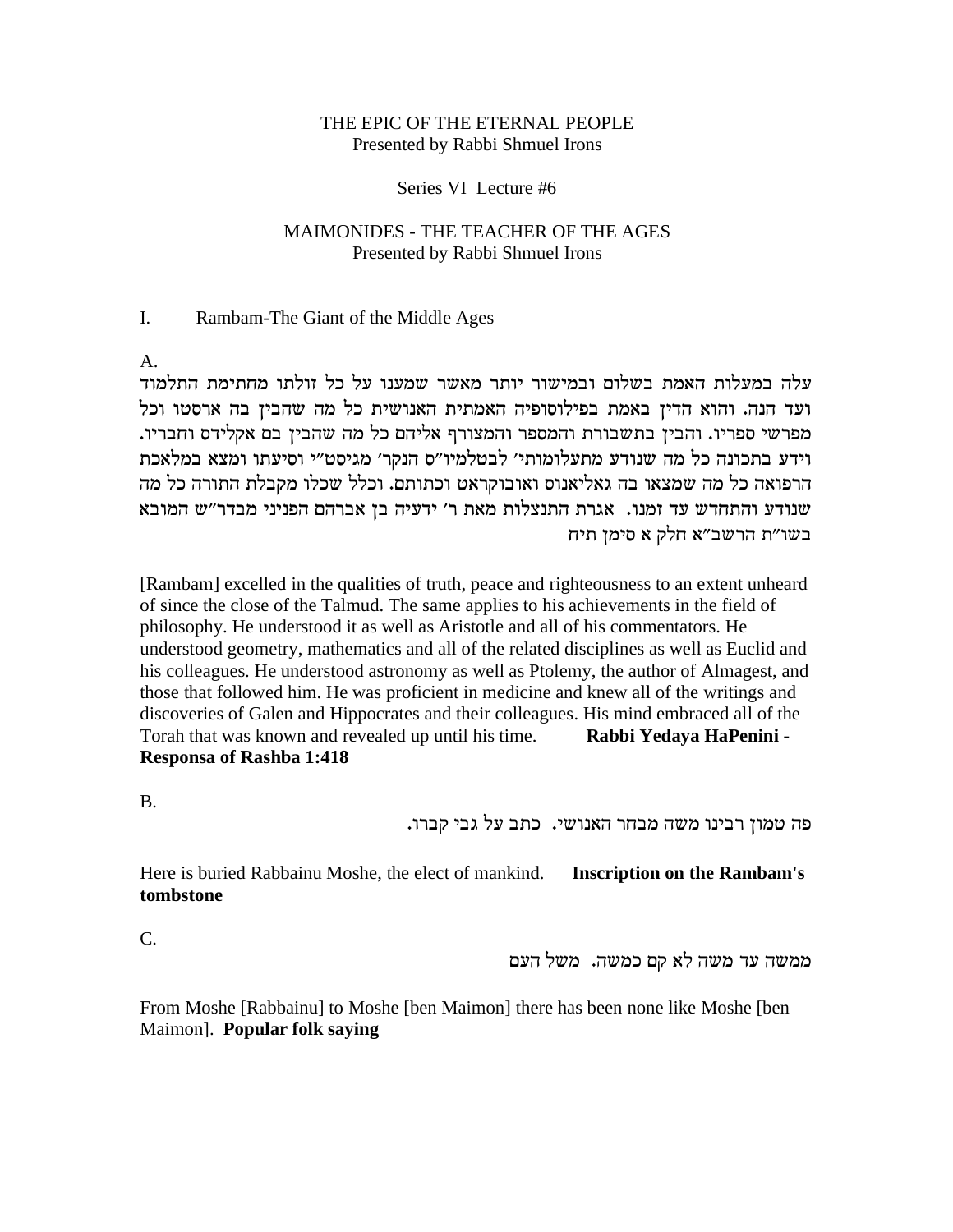THE EPIC OF THE ETERNAL PEOPLE
Presented by Rabbi Shmuel Irons

Series VI Lecture #6

MAIMONIDES - THE TEACHER OF THE AGES
Presented by Rabbi Shmuel Irons

I. Rambam-The Giant of the Middle Ages

A.

עלה במעלות האמת בשלום ובמישור יותר מאשר שמענו על כל זולתו מחתימת התלמוד ועד הנה. והוא הדין באמת בפילוסופיה האמתית האנושית כל מה שהבין בה ארסטו וכל מפרשי ספריו. והבין בתשבורת והמספר והמצורף אליהם כל מה שהבין בם אקלידס וחבריו. וידע בתכונה כל מה שנודע מתעלומותי' לבטלמיו"ס הנקר' מגיסט"י וסיעתו ומצא במלאכת הרפואה כל מה שמצאו בה גאליאנוס ואובוקראט וכתותם. וכלל שכלו מקבלת התורה כל מה שנודע והתחדש עד זמנו. אגרת התנצלות מאת ר' ידעיה בן אברהם הפניני מבדר"ש המובא בשו"ת הרשב"א חלק א סימן תיח

[Rambam] excelled in the qualities of truth, peace and righteousness to an extent unheard of since the close of the Talmud. The same applies to his achievements in the field of philosophy. He understood it as well as Aristotle and all of his commentators. He understood geometry, mathematics and all of the related disciplines as well as Euclid and his colleagues. He understood astronomy as well as Ptolemy, the author of Almagest, and those that followed him. He was proficient in medicine and knew all of the writings and discoveries of Galen and Hippocrates and their colleagues. His mind embraced all of the Torah that was known and revealed up until his time. **Rabbi Yedaya HaPenini - Responsa of Rashba 1:418**

B.

פה טמון רבינו משה מבחר האנושי. כתב על גבי קברו.

Here is buried Rabbainu Moshe, the elect of mankind. **Inscription on the Rambam's tombstone**

C.

ממשה עד משה לא קם כמשה. משל העם

From Moshe [Rabbainu] to Moshe [ben Maimon] there has been none like Moshe [ben Maimon]. **Popular folk saying**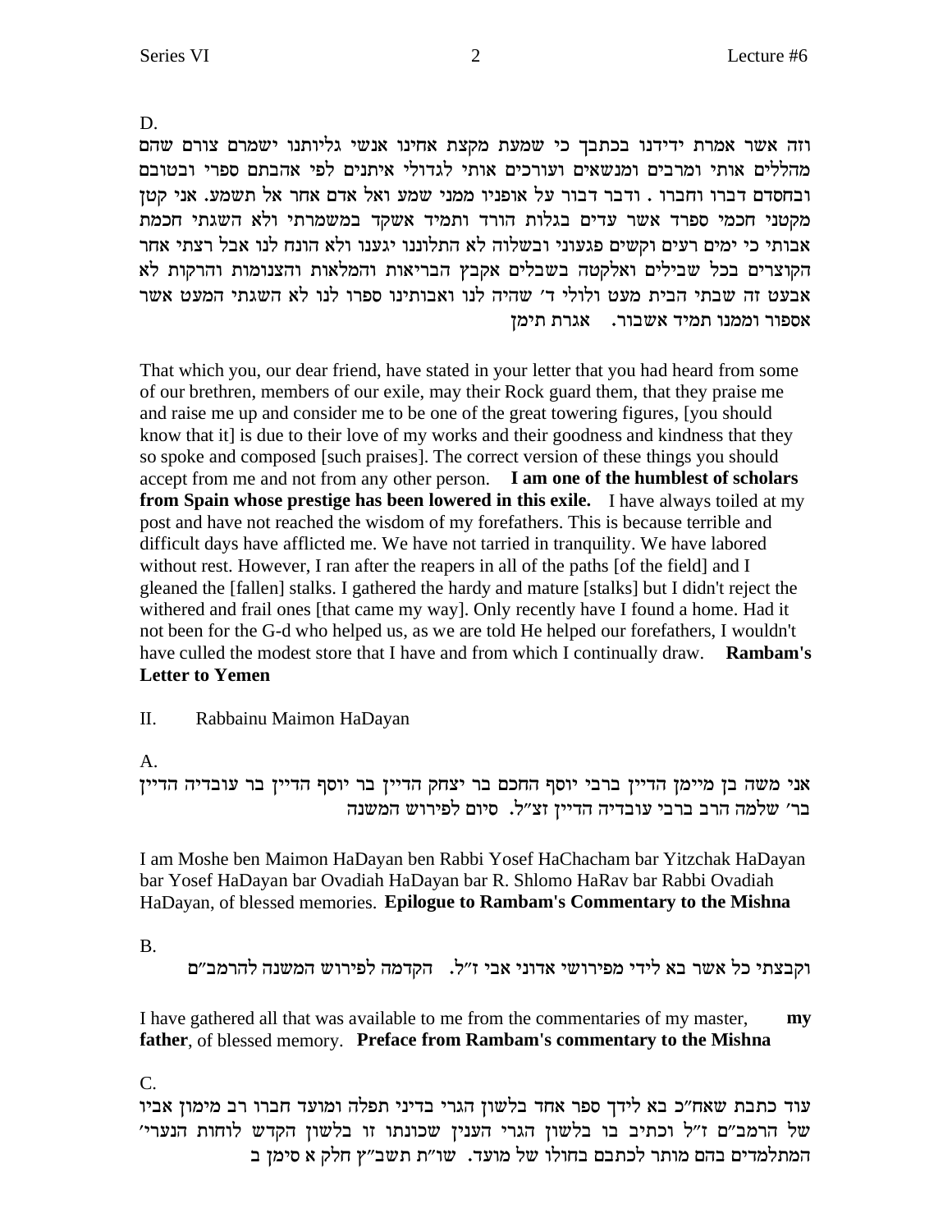D.

וזה אשר אמרת ידידנו בכתבך כי שמעת מקצת אחינו אנשי גליותנו ישמרם צורם שהם מהללים אותי ומרבים ומנשאים ועורכים אותי לגדולי איתנים לפי אהבתם ספרי ובטובם ובחסדם דברו וחברו . ודבר דבור על אופניו ממני שמע ואל אדם אחר אל תשמע. אני קטן מקטני חכמי ספרד אשר עדים בגלות הורד ותמיד אשקד במשמרתי ולא השגתי חכמת אבותי כי ימים רעים וקשים פגעוני ובשלוה לא התלוננו יגענו ולא הונח לנו אבל רצתי אחר הקוצרים בכל שבילים ואלקטה בשבלים אקבץ הבריאות והמלאות והצנומות והרקות לא אבעט זה שבתי הבית מעט ולולי ד׳ שהיה לנו ואבותינו ספרו לנו לא השגתי המעט אשר אספור וממנו תמיד אשבור. אגרת תימן

That which you, our dear friend, have stated in your letter that you had heard from some of our brethren, members of our exile, may their Rock guard them, that they praise me and raise me up and consider me to be one of the great towering figures, [you should know that it] is due to their love of my works and their goodness and kindness that they so spoke and composed [such praises]. The correct version of these things you should accept from me and not from any other person. **I am one of the humblest of scholars from Spain whose prestige has been lowered in this exile.** I have always toiled at my post and have not reached the wisdom of my forefathers. This is because terrible and difficult days have afflicted me. We have not tarried in tranquility. We have labored without rest. However, I ran after the reapers in all of the paths [of the field] and I gleaned the [fallen] stalks. I gathered the hardy and mature [stalks] but I didn't reject the withered and frail ones [that came my way]. Only recently have I found a home. Had it not been for the G-d who helped us, as we are told He helped our forefathers, I wouldn't have culled the modest store that I have and from which I continually draw. **Rambam's Letter to Yemen**

II. Rabbainu Maimon HaDayan

A.

אני משה בן מיימן הדיין ברבי יוסף החכם בר יצחק הדיין בר יוסף הדיין בר עובדיה הדיין בר׳ שלמה הרב ברבי עובדיה הדיין זצ״ל. סיום לפירוש המשנה

I am Moshe ben Maimon HaDayan ben Rabbi Yosef HaChacham bar Yitzchak HaDayan bar Yosef HaDayan bar Ovadiah HaDayan bar R. Shlomo HaRav bar Rabbi Ovadiah HaDayan, of blessed memories. **Epilogue to Rambam's Commentary to the Mishna**

B.

וקבצתי כל אשר בא לידי מפירושי אדוני אבי ז״ל. הקדמה לפירוש המשנה להרמב״ם

I have gathered all that was available to me from the commentaries of my master, **my father**, of blessed memory. **Preface from Rambam's commentary to the Mishna**

C.

עוד כתבת שאח״כ בא לידך ספר אחד בלשון הגרי בדיני תפלה ומועד חברו רב מימון אביו של הרמב״ם ז״ל וכתיב בו בלשון הגרי הענין שכונתו זו בלשון הקדש לוחות הנערי׳ המתלמדים בהם מותר לכתבם בחולו של מועד. שו״ת תשב״ץ חלק א סימן ב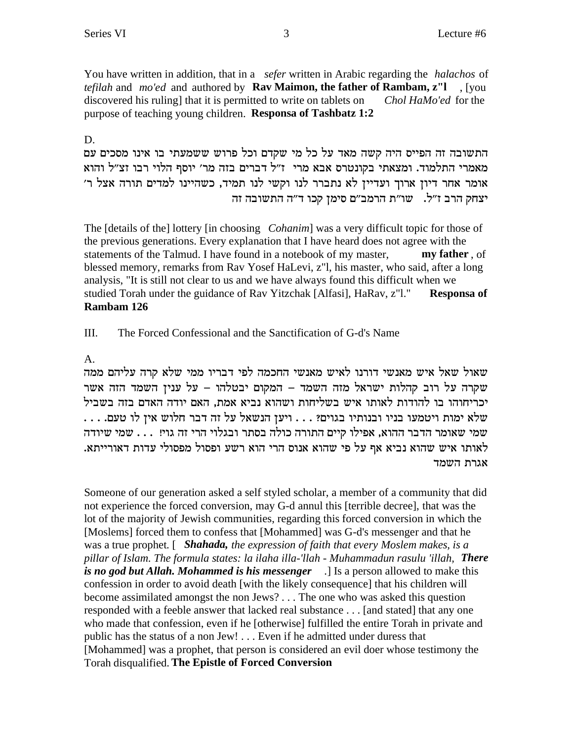You have written in addition, that in a *sefer* written in Arabic regarding the *halachos* of *tefilah* and *mo'ed* and authored by **Rav Maimon, the father of Rambam, z"l**, [you discovered his ruling] that it is permitted to write on tablets on *Chol HaMo'ed* for the purpose of teaching young children. **Responsa of Tashbatz 1:2**

D.

התשובה זה הפייס היה קשה מאד על כל מי שקדם וכל פרוש ששמעתי בו אינו מסכים עם מאמרי התלמוד. ומצאתי בקונטרס אבא מרי ז"ל דברים בזה מר' יוסף הלוי רבו זצ"ל והוא אומר אחר דיון ארוך ועדיין לא נתברר לנו וקשי לנו תמיד, כשהיינו למדים תורה אצל ר' יצחק הרב ז"ל. שו"ת הרמב"ם סימן קכו ד"ה התשובה זה

The [details of the] lottery [in choosing *Cohanim*] was a very difficult topic for those of the previous generations. Every explanation that I have heard does not agree with the statements of the Talmud. I have found in a notebook of my master, **my father**, of blessed memory, remarks from Rav Yosef HaLevi, z"l, his master, who said, after a long analysis, "It is still not clear to us and we have always found this difficult when we studied Torah under the guidance of Rav Yitzchak [Alfasi], HaRav, z"l." **Responsa of Rambam 126**

III. The Forced Confessional and the Sanctification of G-d's Name

A.

שאול שאל איש מאנשי דורנו לאיש מאנשי החכמה לפי דבריו ממי שלא קרה עליהם ממה שקרה על רוב קהלות ישראל מזה השמד – המקום יבטלהו – על ענין השמד הזה אשר יכריחוהו בו להודות לאותו איש בשליחות ושהוא נביא אמת, האם יודה האדם בזה בשביל שלא ימות ויטמעו בניו ובנותיו בגוים? . . . ויען הנשאל על זה דבר חלוש אין לו טעם. . . . שמי שאומר הדבר ההוא, אפילו קיים התורה כולה בסתר ובגלוי הרי זה גוי! . . . שמי שיודה לאותו איש שהוא נביא אף על פי שהוא אנוס הרי הוא רשע ופסול מפסולי עדות דאורייתא. אגרת השמד

Someone of our generation asked a self styled scholar, a member of a community that did not experience the forced conversion, may G-d annul this [terrible decree], that was the lot of the majority of Jewish communities, regarding this forced conversion in which the [Moslems] forced them to confess that [Mohammed] was G-d's messenger and that he was a true prophet. [ ***Shahada,*** *the expression of faith that every Moslem makes, is a pillar of Islam. The formula states: la ilaha illa-'llah - Muhammadun rasulu 'illah,* ***There is no god but Allah. Mohammed is his messenger*** .] Is a person allowed to make this confession in order to avoid death [with the likely consequence] that his children will become assimilated amongst the non Jews? . . . The one who was asked this question responded with a feeble answer that lacked real substance . . . [and stated] that any one who made that confession, even if he [otherwise] fulfilled the entire Torah in private and public has the status of a non Jew! . . . Even if he admitted under duress that [Mohammed] was a prophet, that person is considered an evil doer whose testimony the Torah disqualified. **The Epistle of Forced Conversion**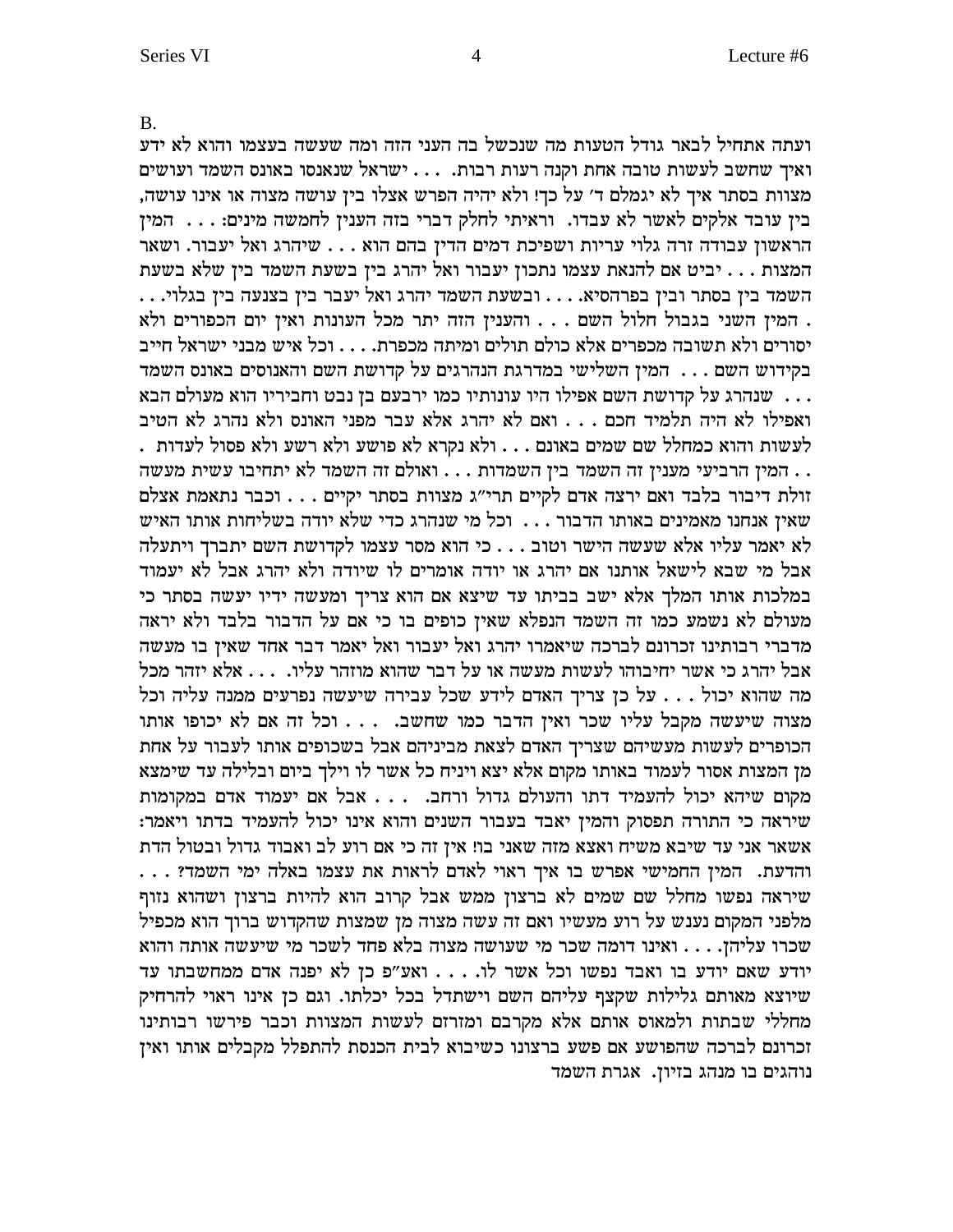B.

ועתה אתחיל לבאר גודל הטעות מה שנכשל בה העני הזה ומה שעשה בעצמו והוא לא ידע ואיך שחשב לעשות טובה אחת וקנה רעות רבות. . . . ישראל שנאנסו באונס השמד ועושים מצוות בסתר איך לא יגמלם ד׳ על כך! ולא יהיה הפרש אצלו בין עושה מצוה או אינו עושה, בין עובד אלקים לאשר לא עבדו. וראיתי לחלק דברי בזה הענין לחמשה מינים: . . . המין הראשון עבודה זרה גלוי עריות ושפיכת דמים הדין בהם הוא . . . שיהרג ואל יעבור. ושאר המצות . . . יביט אם להנאת עצמו נתכון יעבור ואל יהרג בין בשעת השמד בין שלא בשעת השמד בין בסתר ובין בפרהסיא. . . . ובשעת השמד יהרג ואל יעבר בין בצנעה בין בגלוי. . . . המין השני בגבול חלול השם . . . והענין הזה יתר מכל העונות ואין יום הכפורים ולא יסורים ולא תשובה מכפרים אלא כולם תולים ומיתה מכפרת. . . . וכל איש מבני ישראל חייב בקידוש השם . . . המין השלישי במדרגת הנהרגים על קדושת השם והאנוסים באונס השמד . . . שנהרג על קדושת השם אפילו היו עונותיו כמו ירבעם בן נבט וחביריו הוא מעולם הבא ואפילו לא היה תלמיד חכם . . . ואם לא יהרג אלא עבר מפני האונס ולא נהרג לא הטיב לעשות והוא כמחלל שם שמים באונס . . . ולא נקרא לא פושע ולא רשע ולא פסול לעדות . . . המין הרביעי מענין זה השמד בין השמדות . . . ואולם זה השמד לא יתחיבו עשית מעשה זולת דיבור בלבד ואם ירצה אדם לקיים תרי״ג מצוות בסתר יקיים . . . וכבר נתאמת אצלם שאין אנחנו מאמינים באותו הדבור . . . וכל מי שנהרג כדי שלא יודה בשליחות אותו האיש לא יאמר עליו אלא שעשה הישר וטוב . . . כי הוא מסר עצמו לקדושת השם יתברך ויתעלה אבל מי שבא לישאל אותנו אם יהרג או יודה אומרים לו שיודה ולא יהרג אבל לא יעמוד במלכות אותו המלך אלא ישב בביתו עד שיצא אם הוא צריך ומעשה ידיו יעשה בסתר כי מעולם לא נשמע כמו זה השמד הנפלא שאין כופים בו כי אם על הדבור בלבד ולא יראה מדברי רבותינו זכרונם לברכה שיאמרו יהרג ואל יעבור ואל יאמר דבר אחד שאין בו מעשה אבל יהרג כי אשר יחיבוהו לעשות מעשה או על דבר שהוא מוזהר עליו. . . . אלא יזהר מכל מה שהוא יכול . . . על כן צריך האדם לידע שכל עבירה שיעשה נפרעים ממנה עליה וכל מצוה שיעשה מקבל עליו שכר ואין הדבר כמו שחשב. . . . וכל זה אם לא יכופו אותו הכופרים לעשות מעשיהם שצריך האדם לצאת מביניהם אבל בשכופים אותו לעבור על אחת מן המצות אסור לעמוד באותו מקום אלא יצא ויניח כל אשר לו וילך ביום ובלילה עד שימצא מקום שיהא יכול להעמיד דתו והעולם גדול ורחב. . . . אבל אם יעמוד אדם במקומות שיראה כי התורה תפסוק והמין יאבד בעבור השנים והוא אינו יכול להעמיד בדתו ויאמר: אשאר אני עד שיבא משיח ואצא מזה שאני בו! אין זה כי אם רוע לב ואבוד גדול ובטול הדת והדעת. המין החמישי אפרש בו איך ראוי לאדם לראות את עצמו באלה ימי השמד? . . . שיראה נפשו מחלל שם שמים לא ברצון ממש אבל קרוב הוא להיות ברצון ושהוא נזוף מלפני המקום נענש על רוע מעשיו ואם זה עשה מצוה מן שמצות שהקדוש ברוך הוא מכפיל שכרו עליהן. . . . ואינו דומה שכר מי שעושה מצוה בלא פחד לשכר מי שיעשה אותה והוא יודע שאם יודע בו ואבד נפשו וכל אשר לו. . . . ואע״פ כן לא יפנה אדם ממחשבתו עד שיוצא מאותם גלילות שקצף עליהם השם וישתדל בכל יכלתו. וגם כן אינו ראוי להרחיק מחללי שבתות ולמאוס אותם אלא מקרבם ומזרזם לעשות המצוות וכבר פירשו רבותינו זכרונם לברכה שהפושע אם פשע ברצונו כשיבוא לבית הכנסת להתפלל מקבלים אותו ואין נוהגים בו מנהג בזיון. אגרת השמד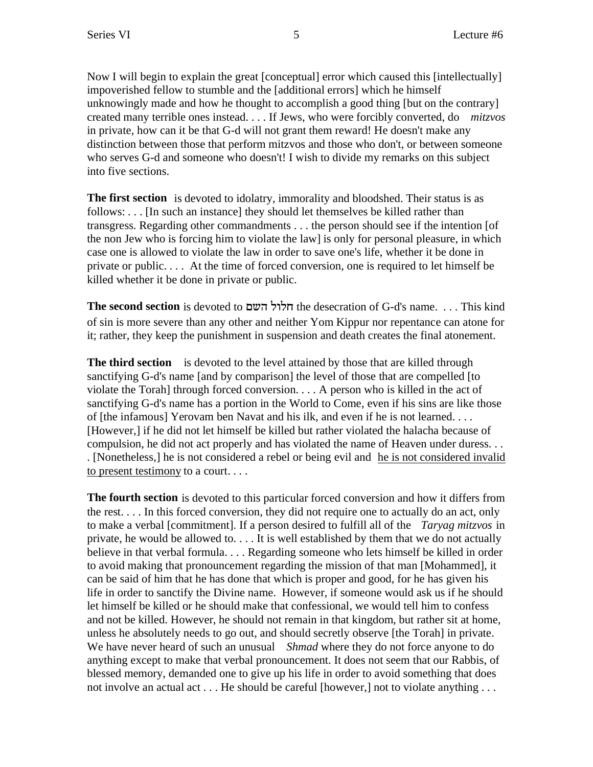Now I will begin to explain the great [conceptual] error which caused this [intellectually] impoverished fellow to stumble and the [additional errors] which he himself unknowingly made and how he thought to accomplish a good thing [but on the contrary] created many terrible ones instead. . . . If Jews, who were forcibly converted, do *mitzvos* in private, how can it be that G-d will not grant them reward! He doesn't make any distinction between those that perform mitzvos and those who don't, or between someone who serves G-d and someone who doesn't! I wish to divide my remarks on this subject into five sections.

**The first section** is devoted to idolatry, immorality and bloodshed. Their status is as follows: . . . [In such an instance] they should let themselves be killed rather than transgress. Regarding other commandments . . . the person should see if the intention [of the non Jew who is forcing him to violate the law] is only for personal pleasure, in which case one is allowed to violate the law in order to save one's life, whether it be done in private or public. . . . At the time of forced conversion, one is required to let himself be killed whether it be done in private or public.

**The second section** is devoted to חלול השם the desecration of G-d's name. . . . This kind of sin is more severe than any other and neither Yom Kippur nor repentance can atone for it; rather, they keep the punishment in suspension and death creates the final atonement.

**The third section** is devoted to the level attained by those that are killed through sanctifying G-d's name [and by comparison] the level of those that are compelled [to violate the Torah] through forced conversion. . . . A person who is killed in the act of sanctifying G-d's name has a portion in the World to Come, even if his sins are like those of [the infamous] Yerovam ben Navat and his ilk, and even if he is not learned. . . . [However,] if he did not let himself be killed but rather violated the halacha because of compulsion, he did not act properly and has violated the name of Heaven under duress. . . . [Nonetheless,] he is not considered a rebel or being evil and <u>he is not considered invalid to present testimony</u> to a court. . . .

**The fourth section** is devoted to this particular forced conversion and how it differs from the rest. . . . In this forced conversion, they did not require one to actually do an act, only to make a verbal [commitment]. If a person desired to fulfill all of the *Taryag mitzvos* in private, he would be allowed to. . . . It is well established by them that we do not actually believe in that verbal formula. . . . Regarding someone who lets himself be killed in order to avoid making that pronouncement regarding the mission of that man [Mohammed], it can be said of him that he has done that which is proper and good, for he has given his life in order to sanctify the Divine name. However, if someone would ask us if he should let himself be killed or he should make that confessional, we would tell him to confess and not be killed. However, he should not remain in that kingdom, but rather sit at home, unless he absolutely needs to go out, and should secretly observe [the Torah] in private. We have never heard of such an unusual *Shmad* where they do not force anyone to do anything except to make that verbal pronouncement. It does not seem that our Rabbis, of blessed memory, demanded one to give up his life in order to avoid something that does not involve an actual act . . . He should be careful [however,] not to violate anything . . .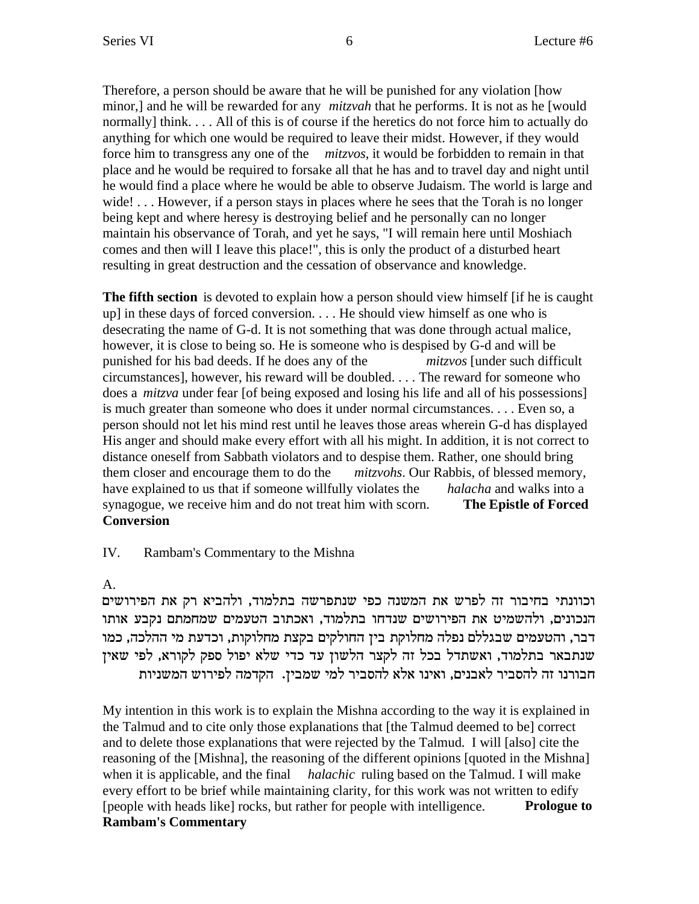Therefore, a person should be aware that he will be punished for any violation [how minor,] and he will be rewarded for any *mitzvah* that he performs. It is not as he [would normally] think. . . . All of this is of course if the heretics do not force him to actually do anything for which one would be required to leave their midst. However, if they would force him to transgress any one of the *mitzvos*, it would be forbidden to remain in that place and he would be required to forsake all that he has and to travel day and night until he would find a place where he would be able to observe Judaism. The world is large and wide! . . . However, if a person stays in places where he sees that the Torah is no longer being kept and where heresy is destroying belief and he personally can no longer maintain his observance of Torah, and yet he says, "I will remain here until Moshiach comes and then will I leave this place!", this is only the product of a disturbed heart resulting in great destruction and the cessation of observance and knowledge.

**The fifth section** is devoted to explain how a person should view himself [if he is caught up] in these days of forced conversion. . . . He should view himself as one who is desecrating the name of G-d. It is not something that was done through actual malice, however, it is close to being so. He is someone who is despised by G-d and will be punished for his bad deeds. If he does any of the *mitzvos* [under such difficult circumstances], however, his reward will be doubled. . . . The reward for someone who does a *mitzva* under fear [of being exposed and losing his life and all of his possessions] is much greater than someone who does it under normal circumstances. . . . Even so, a person should not let his mind rest until he leaves those areas wherein G-d has displayed His anger and should make every effort with all his might. In addition, it is not correct to distance oneself from Sabbath violators and to despise them. Rather, one should bring them closer and encourage them to do the *mitzvohs*. Our Rabbis, of blessed memory, have explained to us that if someone willfully violates the *halacha* and walks into a synagogue, we receive him and do not treat him with scorn. **The Epistle of Forced Conversion**

IV. Rambam's Commentary to the Mishna

A.

וכוונתי בחיבור זה לפרש את המשנה כפי שנתפרשה בתלמוד, ולהביא רק את הפירושים הנכונים, ולהשמיט את הפירושים שנדחו בתלמוד, ואכתוב הטעמים שמחמתם נקבע אותו דבר, והטעמים שבגללם נפלה מחלוקת בין החולקים בקצת מחלוקות, וכדעת מי ההלכה, כמו שנתבאר בתלמוד, ואשתדל בכל זה לקצר הלשון עד כדי שלא יפול ספק לקורא, לפי שאין חבורנו זה להסביר לאבנים, ואינו אלא להסביר למי שמבין. הקדמה לפירוש המשניות

My intention in this work is to explain the Mishna according to the way it is explained in the Talmud and to cite only those explanations that [the Talmud deemed to be] correct and to delete those explanations that were rejected by the Talmud. I will [also] cite the reasoning of the [Mishna], the reasoning of the different opinions [quoted in the Mishna] when it is applicable, and the final *halachic* ruling based on the Talmud. I will make every effort to be brief while maintaining clarity, for this work was not written to edify [people with heads like] rocks, but rather for people with intelligence. **Prologue to Rambam's Commentary**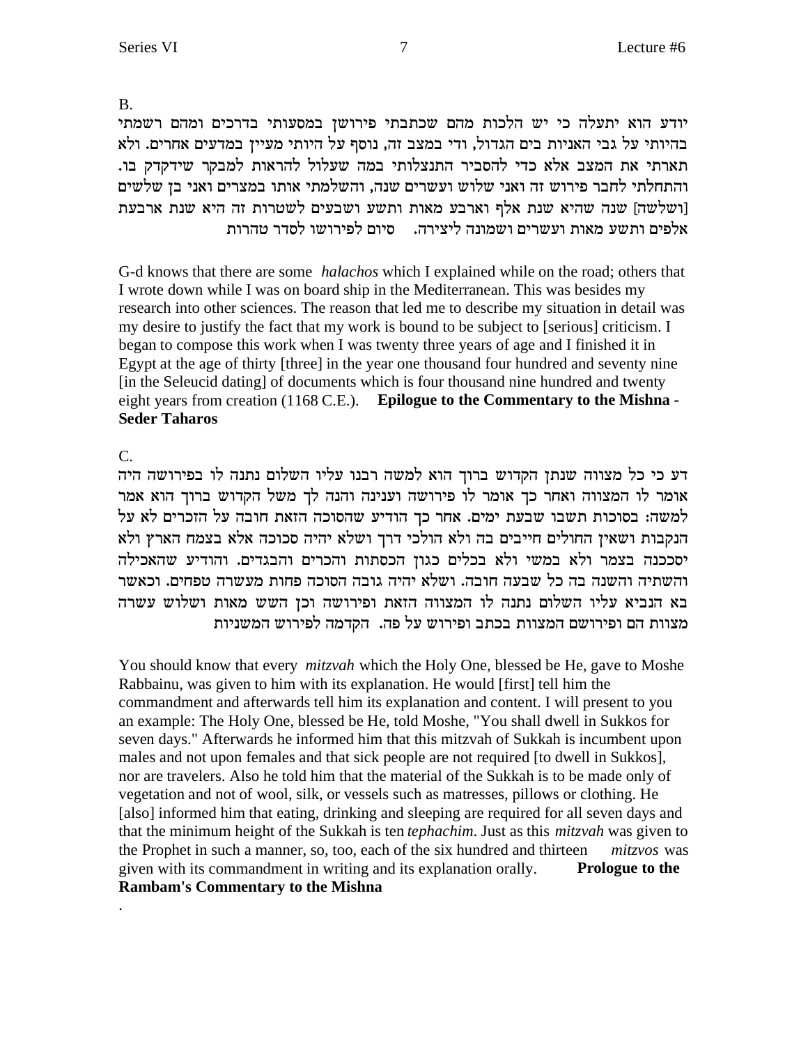B.

יודע הוא יתעלה כי יש הלכות מהם שכתבתי פירושן במסעותי בדרכים ומהם רשמתי בהיותי על גבי האניות בים הגדול, ודי במצב זה, נוסף על היותי מעיין במדעים אחרים. ולא תארתי את המצב אלא כדי להסביר התנצלותי במה שעלול להראות למבקר שידקדק בו. והתחלתי לחבר פירוש זה ואני בן שלש ועשרים שנה, והשלמתי אותו במצרים ואני בן שלשים [ושלשה] שנה שהיא שנת אלף וארבע מאות ותשע ושבעים לשטרות זה היא שנת ארבעת אלפים ותשע מאות ועשרים ושמונה ליצירה. סיום לפירושו לסדר טהרות

G-d knows that there are some *halachos* which I explained while on the road; others that I wrote down while I was on board ship in the Mediterranean. This was besides my research into other sciences. The reason that led me to describe my situation in detail was my desire to justify the fact that my work is bound to be subject to [serious] criticism. I began to compose this work when I was twenty three years of age and I finished it in Egypt at the age of thirty [three] in the year one thousand four hundred and seventy nine [in the Seleucid dating] of documents which is four thousand nine hundred and twenty eight years from creation (1168 C.E.). **Epilogue to the Commentary to the Mishna - Seder Taharos**

C.

דע כי כל מצוה שנתן הקדוש ברוך הוא למשה רבנו עליו השלום נתנה לו בפירושה היה אומר לו המצוה ואחר כך אומר לו פירושה וענינה והנה לך משל הקדוש ברוך הוא אמר למשה: בסוכות תשבו שבעת ימים. אחר כך הודיע שהסוכה הזאת חובה על הזכרים לא על הנקבות ושאין החולים חייבים בה ולא הולכי דרך ושלא יהיה סכוכה אלא בצמח הארץ ולא יסככנה בצמר ולא במשי ולא בכלים כגון הכסתות והכרים והבגדים. והודיע שהאכילה והשתיה והשנה בה כל שבעה חובה. ושלא יהיה גובה הסוכה פחות מעשרה טפחים. וכאשר בא הנביא עליו השלום נתנה לו המצווה הזאת ופירושה וכן השש מאות ושלש עשרה מצוות הם ופירושם המצוות בכתב ופירוש על פה. הקדמה לפירוש המשניות

You should know that every *mitzvah* which the Holy One, blessed be He, gave to Moshe Rabbainu, was given to him with its explanation. He would [first] tell him the commandment and afterwards tell him its explanation and content. I will present to you an example: The Holy One, blessed be He, told Moshe, "You shall dwell in Sukkos for seven days." Afterwards he informed him that this mitzvah of Sukkah is incumbent upon males and not upon females and that sick people are not required [to dwell in Sukkos], nor are travelers. Also he told him that the material of the Sukkah is to be made only of vegetation and not of wool, silk, or vessels such as matresses, pillows or clothing. He [also] informed him that eating, drinking and sleeping are required for all seven days and that the minimum height of the Sukkah is ten *tephachim*. Just as this *mitzvah* was given to the Prophet in such a manner, so, too, each of the six hundred and thirteen *mitzvos* was given with its commandment in writing and its explanation orally. **Prologue to the Rambam's Commentary to the Mishna**

.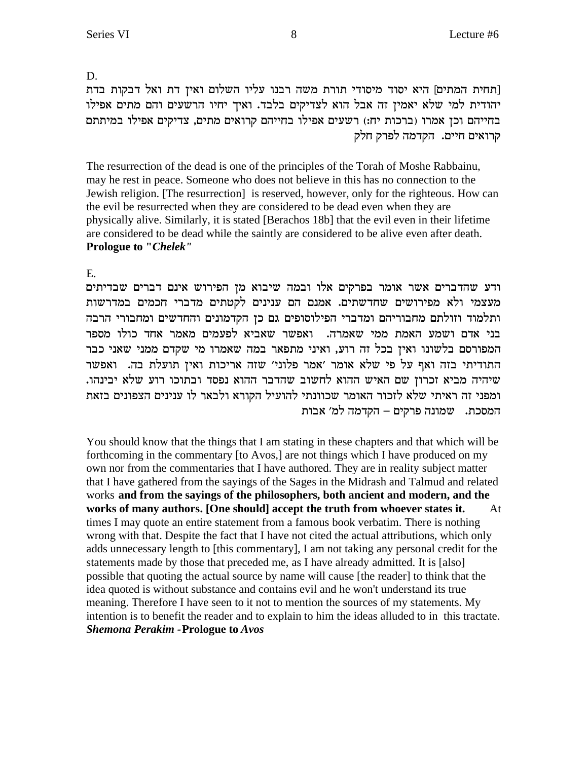D.

[תחית המתים] היא יסוד מיסודי תורת משה רבנו עליו השלום ואין דת ואל דבקות בדת יהודית למי שלא יאמין זה אבל הוא לצדיקים בלבד. ואיך יחיו הרשעים והם מתים אפילו בחייהם וכן אמרו (ברכות יח:) רשעים אפילו בחייהם קרואים מתים, צדיקים אפילו במיתתם קרואים חיים. הקדמה לפרק חלק

The resurrection of the dead is one of the principles of the Torah of Moshe Rabbainu, may he rest in peace. Someone who does not believe in this has no connection to the Jewish religion. [The resurrection] is reserved, however, only for the righteous. How can the evil be resurrected when they are considered to be dead even when they are physically alive. Similarly, it is stated [Berachos 18b] that the evil even in their lifetime are considered to be dead while the saintly are considered to be alive even after death. **Prologue to "*Chelek"***

E.

ודע שהדברים אשר אומר בפרקים אלו ובמה שיבוא מן הפירוש אינם דברים שבדיתים מעצמי ולא מפירושים שחדשתים. אמנם הם ענינים לקטתים מדברי חכמים במדרשות ותלמוד וזולתם מחבוריהם ומדברי הפילוסופים גם כן הקדמונים והחדשים ומחבורי הרבה בני אדם ושמע האמת ממי שאמרה. ואפשר שאביא לפעמים מאמר אחד כולו מספר המפורסם בלשונו ואין בכל זה רוע, ואיני מתפאר במה שאמרו מי שקדם ממני שאני כבר התודיתי בזה ואף על פי שלא אומר 'אמר פלוני' שזה אריכות ואין תועלת בה. ואפשר שיהיה מביא זכרון שם האיש ההוא לחשוב שהדבר ההוא נפסד ובתוכו רוע שלא יבינהו. ומפני זה ראיתי שלא לזכור האומר שכוונתי להועיל הקורא ולבאר לו ענינים הצפונים בזאת המסכת. שמונה פרקים – הקדמה למ' אבות

You should know that the things that I am stating in these chapters and that which will be forthcoming in the commentary [to Avos,] are not things which I have produced on my own nor from the commentaries that I have authored. They are in reality subject matter that I have gathered from the sayings of the Sages in the Midrash and Talmud and related works **and from the sayings of the philosophers, both ancient and modern, and the works of many authors. [One should] accept the truth from whoever states it.** At times I may quote an entire statement from a famous book verbatim. There is nothing wrong with that. Despite the fact that I have not cited the actual attributions, which only adds unnecessary length to [this commentary], I am not taking any personal credit for the statements made by those that preceded me, as I have already admitted. It is [also] possible that quoting the actual source by name will cause [the reader] to think that the idea quoted is without substance and contains evil and he won't understand its true meaning. Therefore I have seen to it not to mention the sources of my statements. My intention is to benefit the reader and to explain to him the ideas alluded to in this tractate. ***Shemona Perakim* -Prologue to *Avos***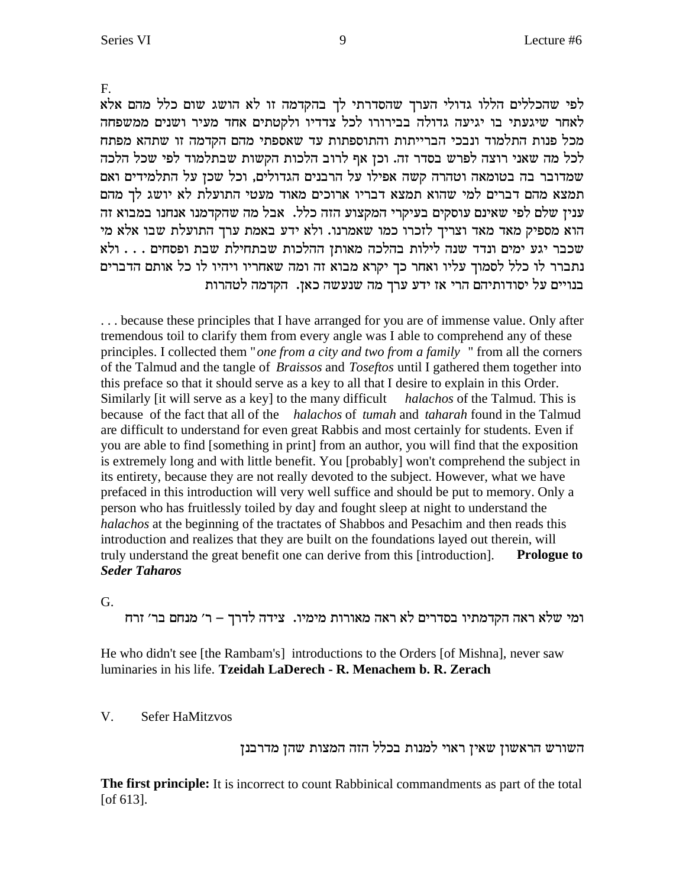F.

לפי שהכללים הללו גדולי הערך שהסדרתי לך בהקדמה זו לא הושג שום כלל מהם אלא לאחר שיגעתי בו יגיעה גדולה בבירורו לכל צדדיו ולקטתים אחד מעיר ושנים ממשפחה מכל פנות התלמוד ונבכי הברייתות והתוספתות עד שאספתי מהם הקדמה זו שתהא מפתח לכל מה שאני רוצה לפרש בסדר זה. וכן אף לרוב הלכות הקשות שבתלמוד לפי שכל הלכה שמדובר בה בטומאה וטהרה קשה אפילו על הרבנים הגדולים, וכל שכן על התלמידים ואם תמצא מהם דברים למי שהוא תמצא דבריו ארוכים מאוד מעטי התועלת לא יושג לך מהם ענין שלם לפי שאינם עוסקים בעיקרי המקצוע הזה כלל. אבל מה שהקדמנו אנחנו במבוא זה הוא מספיק מאד מאד וצריך לזכרו כמו שאמרנו. ולא ידע באמת ערך התועלת שבו אלא מי שכבר יגע ימים ונדד שנה לילות בהלכה מאותן ההלכות שבתחילת שבת ופסחים . . . ולא נתברר לו כלל לסמוך עליו ואחר כך יקרא מבוא זה ומה שאחריו ויהיו לו כל אותם הדברים בנויים על יסודותיהם הרי אז ידע ערך מה שנעשה כאן. הקדמה לטהרות

. . . because these principles that I have arranged for you are of immense value. Only after tremendous toil to clarify them from every angle was I able to comprehend any of these principles. I collected them "*one from a city and two from a family* " from all the corners of the Talmud and the tangle of *Braissos* and *Toseftos* until I gathered them together into this preface so that it should serve as a key to all that I desire to explain in this Order. Similarly [it will serve as a key] to the many difficult *halachos* of the Talmud. This is because of the fact that all of the *halachos* of *tumah* and *taharah* found in the Talmud are difficult to understand for even great Rabbis and most certainly for students. Even if you are able to find [something in print] from an author, you will find that the exposition is extremely long and with little benefit. You [probably] won't comprehend the subject in its entirety, because they are not really devoted to the subject. However, what we have prefaced in this introduction will very well suffice and should be put to memory. Only a person who has fruitlessly toiled by day and fought sleep at night to understand the *halachos* at the beginning of the tractates of Shabbos and Pesachim and then reads this introduction and realizes that they are built on the foundations layed out therein, will truly understand the great benefit one can derive from this [introduction]. **Prologue to *Seder Taharos***

G.

ומי שלא ראה הקדמתיו בסדרים לא ראה מאורות מימיו. צידה לדרך – ר׳ מנחם בר׳ זרח

He who didn't see [the Rambam's] introductions to the Orders [of Mishna], never saw luminaries in his life. **Tzeidah LaDerech - R. Menachem b. R. Zerach**

V. Sefer HaMitzvos

השורש הראשון שאין ראוי למנות בכלל הזה המצות שהן מדרבנן

**The first principle:** It is incorrect to count Rabbinical commandments as part of the total [of 613].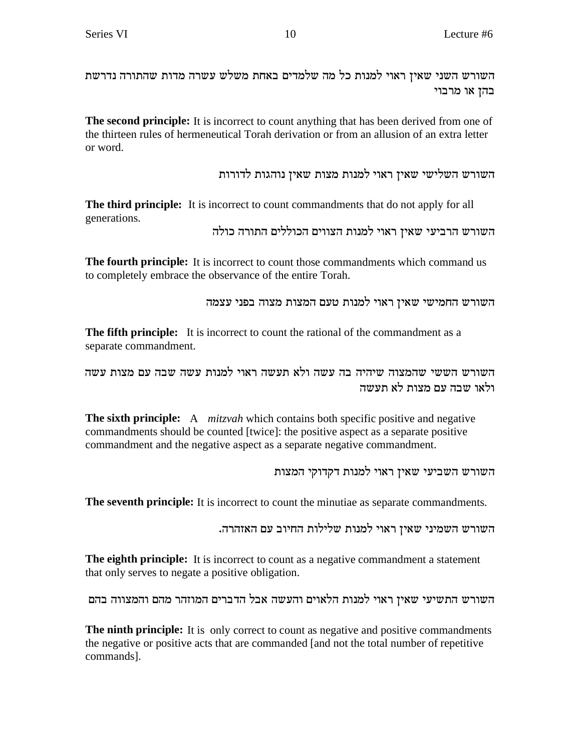השורש השני שאין ראוי למנות כל מה שלמדים באחת משלש עשרה מדות שהתורה נדרשת בהן או מרבוי

**The second principle:** It is incorrect to count anything that has been derived from one of the thirteen rules of hermeneutical Torah derivation or from an allusion of an extra letter or word.

השורש השלישי שאין ראוי למנות מצות שאין נוהגות לדורות

**The third principle:** It is incorrect to count commandments that do not apply for all generations.

השורש הרביעי שאין ראוי למנות הצווים הכוללים התורה כולה

**The fourth principle:** It is incorrect to count those commandments which command us to completely embrace the observance of the entire Torah.

השורש החמישי שאין ראוי למנות טעם המצות מצוה בפני עצמה

**The fifth principle:** It is incorrect to count the rational of the commandment as a separate commandment.

השורש הששי שהמצוה שיהיה בה עשה ולא תעשה ראוי למנות עשה שבה עם מצות עשה ולאו שבה עם מצות לא תעשה

**The sixth principle:** A *mitzvah* which contains both specific positive and negative commandments should be counted [twice]: the positive aspect as a separate positive commandment and the negative aspect as a separate negative commandment.

השורש השביעי שאין ראוי למנות דקדוקי המצות

**The seventh principle:** It is incorrect to count the minutiae as separate commandments.

השורש השמיני שאין ראוי למנות שלילות החיוב עם האזהרה.

**The eighth principle:** It is incorrect to count as a negative commandment a statement that only serves to negate a positive obligation.

השורש התשיעי שאין ראוי למנות הלאוים והעשה אבל הדברים המוזהר מהם והמצווה בהם

**The ninth principle:** It is only correct to count as negative and positive commandments the negative or positive acts that are commanded [and not the total number of repetitive commands].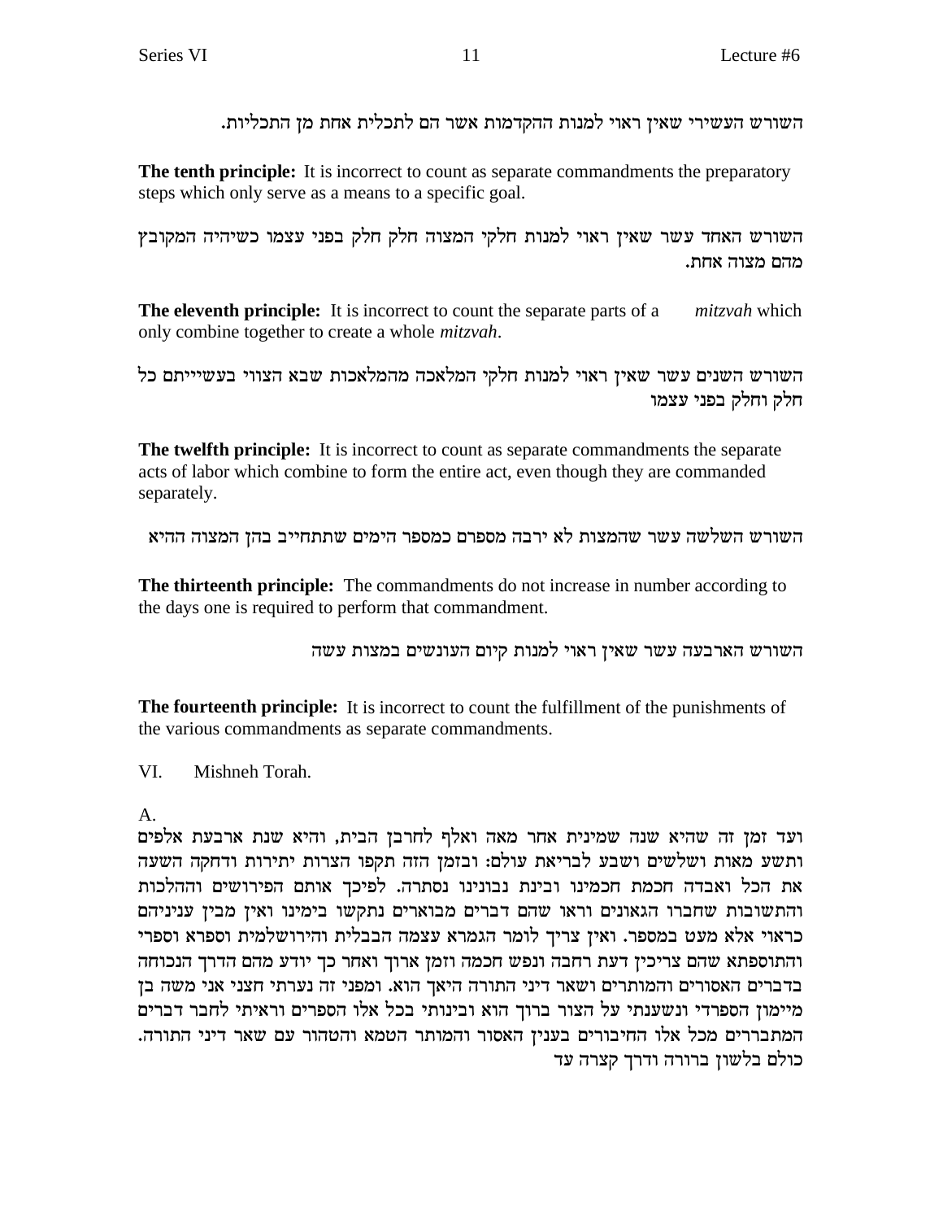השורש העשירי שאין ראוי למנות ההקדמות אשר הם לתכלית אחת מן התכליות.

**The tenth principle:** It is incorrect to count as separate commandments the preparatory steps which only serve as a means to a specific goal.

השורש האחד עשר שאין ראוי למנות חלקי המצוה חלק חלק בפני עצמו כשיהיה המקובץ מהם מצוה אחת.

**The eleventh principle:** It is incorrect to count the separate parts of a *mitzvah* which only combine together to create a whole *mitzvah*.

השורש השנים עשר שאין ראוי למנות חלקי המלאכה מהמלאכות שבא הצווי בעשייתם כל חלק וחלק בפני עצמו

**The twelfth principle:** It is incorrect to count as separate commandments the separate acts of labor which combine to form the entire act, even though they are commanded separately.

השורש השלשה עשר שהמצות לא ירבה מספרם כמספר הימים שתתחייב בהן המצוה ההיא

**The thirteenth principle:** The commandments do not increase in number according to the days one is required to perform that commandment.

השורש הארבעה עשר שאין ראוי למנות קיום העונשים במצות עשה

**The fourteenth principle:** It is incorrect to count the fulfillment of the punishments of the various commandments as separate commandments.

VI. Mishneh Torah.

A.

ועד זמן זה שהיא שנה שמינית אחר מאה ואלף לחרבן הבית, והיא שנת ארבעת אלפים ותשע מאות ושלשים ושבע לבריאת עולם: ובזמן הזה תקפו הצרות יתירות ודחקה השעה את הכל ואבדה חכמת חכמינו ובינת נבונינו נסתרה. לפיכך אותם הפירושים וההלכות והתשובות שחברו הגאונים וראו שהם דברים מבוארים נתקשו בימינו ואין מבין ענייניהם כראוי אלא מעט במספר. ואין צריך לומר הגמרא עצמה הבבלית והירושלמית וספרא וספרי והתוספתא שהם צריכין דעת רחבה ונפש חכמה וזמן ארוך ואחר כך יודע מהם הדרך הנכוחה בדברים האסורים והמותרים ושאר דיני התורה היאך הוא. ומפני זה נערתי חצני אני משה בן מיימון הספרדי ונשענתי על הצור ברוך הוא ובינותי בכל אלו הספרים וראיתי לחבר דברים המתבררים מכל אלו החיבורים בענין האסור והמותר הטמא והטהור עם שאר דיני התורה. כולם בלשון ברורה ודרך קצרה עד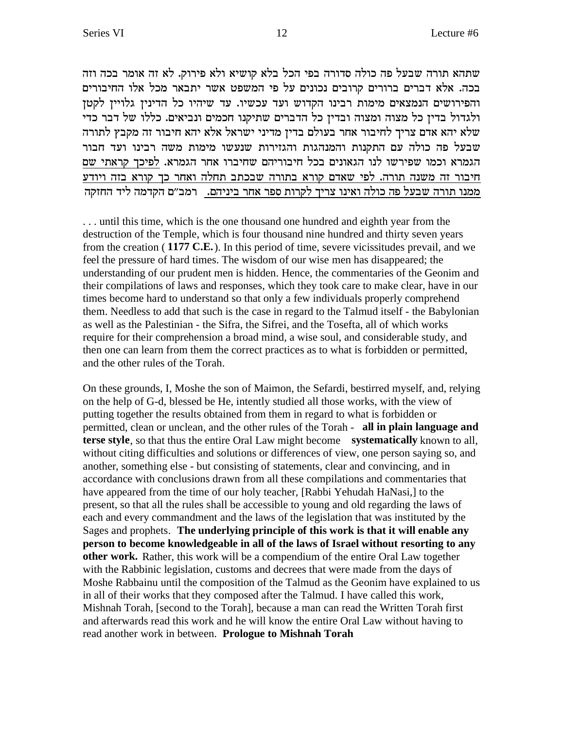שתהא תורה שבעל פה כולה סדורה בפי הכל בלא קושיא ולא פירוק. לא זה אומר בכה וזה בכה. אלא דברים ברורים קרובים נכונים על פי המשפט אשר יתבאר מכל אלו החיבורים והפירושים הנמצאים מימות רבינו הקדוש ועד עכשיו. עד שיהיו כל הדינין גלויין לקטן ולגדול בדין כל מצוה ומצוה ובדין כל הדברים שתיקנו חכמים ונביאים. כללו של דבר כדי שלא יהא אדם צריך לחיבור אחר בעולם בדין מדיני ישראל אלא יהא חיבור זה מקבץ לתורה שבעל פה כולה עם התקנות והמנהגות והגזירות שנעשו מימות משה רבינו ועד חבור הגמרא וכמו שפירשו לנו הגאונים בכל חיבוריהם שחיברו אחר הגמרא. <u>לפיכך קראתי שם חיבור זה משנה תורה. לפי שאדם קורא בתורה שבכתב תחלה ואחר כך קורא בזה ויודע ממנו תורה שבעל פה כולה ואינו צריך לקרות ספר אחר ביניהם.</u> רמב"ם הקדמה ליד החזקה

. . . until this time, which is the one thousand one hundred and eighth year from the destruction of the Temple, which is four thousand nine hundred and thirty seven years from the creation ( **1177 C.E.** ). In this period of time, severe vicissitudes prevail, and we feel the pressure of hard times. The wisdom of our wise men has disappeared; the understanding of our prudent men is hidden. Hence, the commentaries of the Geonim and their compilations of laws and responses, which they took care to make clear, have in our times become hard to understand so that only a few individuals properly comprehend them. Needless to add that such is the case in regard to the Talmud itself - the Babylonian as well as the Palestinian - the Sifra, the Sifrei, and the Tosefta, all of which works require for their comprehension a broad mind, a wise soul, and considerable study, and then one can learn from them the correct practices as to what is forbidden or permitted, and the other rules of the Torah.

On these grounds, I, Moshe the son of Maimon, the Sefardi, bestirred myself, and, relying on the help of G-d, blessed be He, intently studied all those works, with the view of putting together the results obtained from them in regard to what is forbidden or permitted, clean or unclean, and the other rules of the Torah - **all in plain language and terse style**, so that thus the entire Oral Law might become **systematically** known to all, without citing difficulties and solutions or differences of view, one person saying so, and another, something else - but consisting of statements, clear and convincing, and in accordance with conclusions drawn from all these compilations and commentaries that have appeared from the time of our holy teacher, [Rabbi Yehudah HaNasi,] to the present, so that all the rules shall be accessible to young and old regarding the laws of each and every commandment and the laws of the legislation that was instituted by the Sages and prophets. **The underlying principle of this work is that it will enable any person to become knowledgeable in all of the laws of Israel without resorting to any other work.** Rather, this work will be a compendium of the entire Oral Law together with the Rabbinic legislation, customs and decrees that were made from the days of Moshe Rabbainu until the composition of the Talmud as the Geonim have explained to us in all of their works that they composed after the Talmud. I have called this work, Mishnah Torah, [second to the Torah], because a man can read the Written Torah first and afterwards read this work and he will know the entire Oral Law without having to read another work in between. **Prologue to Mishnah Torah**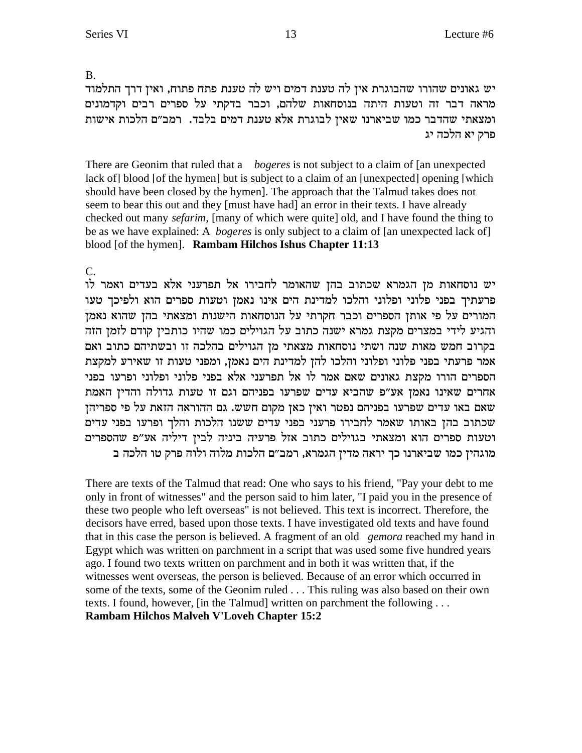B.

יש גאונים שהורו שהבוגרת אין לה טענת דמים ויש לה טענת פתח פתוח, ואין דרך התלמוד מראה דבר זה וטעות היתה בנוסחאות שלהם, וכבר בדקתי על ספרים רבים וקדמונים ומצאתי שהדבר כמו שביארנו שאין לבוגרת אלא טענת דמים בלבד. רמב"ם הלכות אישות פרק יא הלכה יג

There are Geonim that ruled that a *bogeres* is not subject to a claim of [an unexpected lack of] blood [of the hymen] but is subject to a claim of an [unexpected] opening [which should have been closed by the hymen]. The approach that the Talmud takes does not seem to bear this out and they [must have had] an error in their texts. I have already checked out many *sefarim,* [many of which were quite] old, and I have found the thing to be as we have explained: A *bogeres* is only subject to a claim of [an unexpected lack of] blood [of the hymen]. **Rambam Hilchos Ishus Chapter 11:13**

C.

יש נוסחאות מן הגמרא שכתוב בהן שהאומר לחבירו אל תפרעני אלא בעדים ואמר לו פרעתיך בפני פלוני ופלוני והלכו למדינת הים אינו נאמן וטעות ספרים הוא ולפיכך טעו המורים על פי אותן הספרים וכבר חקרתי על הנוסחאות הישנות ומצאתי בהן שהוא נאמן והגיע לידי במצרים מקצת גמרא ישנה כתוב על הגוילים כמו שהיו כותבין קודם לזמן הזה בקרוב חמש מאות שנה ושתי נוסחאות מצאתי מן הגוילים בהלכה זו ובשתיהם כתוב ואם אמר פרעתי בפני פלוני ופלוני והלכו להן למדינת הים נאמן, ומפני טעות זו שאירע למקצת הספרים הורו מקצת גאונים שאם אמר לו אל תפרעני אלא בפני פלוני ופלוני ופרעו בפני אחרים שאינו נאמן אע"פ שהביא עדים שפרעו בפניהם וגם זו טעות גדולה והדין האמת שאם באו עדים שפרעו בפניהם נפטר ואין כאן מקום חשש. גם ההוראה הזאת על פי ספריהן שכתוב בהן באותו שאמר לחבירו פרעני בפני עדים ששנו הלכות והלך ופרעו בפני עדים וטעות ספרים הוא ומצאתי בגוילים כתוב אזל פרעיה ביניה לבין דיליה אע"פ שהספרים מוגהין כמו שביארנו כך יראה מדין הגמרא, רמב"ם הלכות מלוה ולוה פרק טו הלכה ב

There are texts of the Talmud that read: One who says to his friend, "Pay your debt to me only in front of witnesses" and the person said to him later, "I paid you in the presence of these two people who left overseas" is not believed. This text is incorrect. Therefore, the decisors have erred, based upon those texts. I have investigated old texts and have found that in this case the person is believed. A fragment of an old *gemora* reached my hand in Egypt which was written on parchment in a script that was used some five hundred years ago. I found two texts written on parchment and in both it was written that, if the witnesses went overseas, the person is believed. Because of an error which occurred in some of the texts, some of the Geonim ruled . . . This ruling was also based on their own texts. I found, however, [in the Talmud] written on parchment the following . . . **Rambam Hilchos Malveh V'Loveh Chapter 15:2**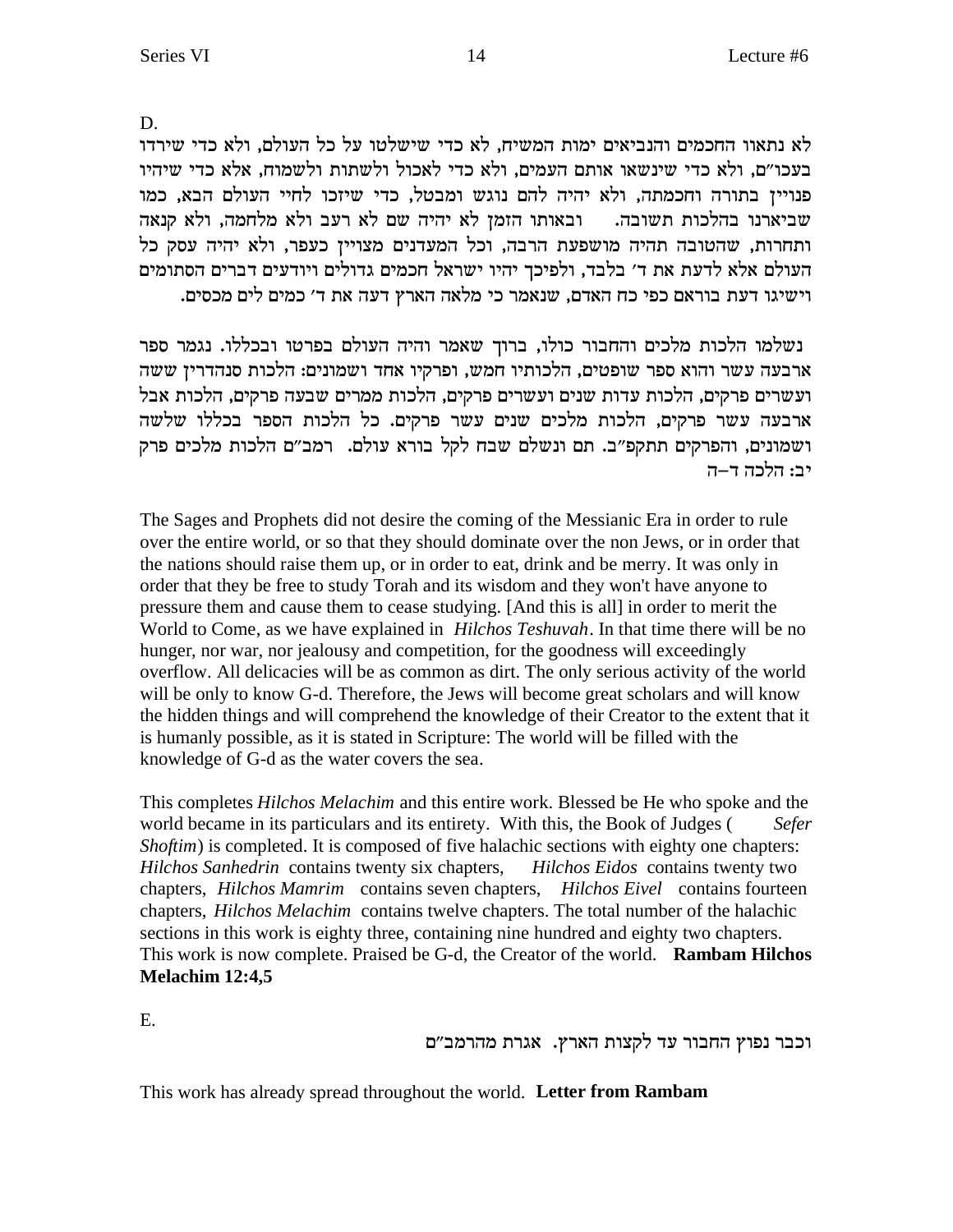D.

לא נתאוו החכמים והנביאים ימות המשיח, לא כדי שישלטו על כל העולם, ולא כדי שירדו בעכו"ם, ולא כדי שינשאו אותם העמים, ולא כדי לאכול ולשתות ולשמוח, אלא כדי שיהיו פנויין בתורה וחכמתה, ולא יהיה להם נוגש ומבטל, כדי שיזכו לחיי העולם הבא, כמו שביארנו בהלכות תשובה. ובאותו הזמן לא יהיה שם לא רעב ולא מלחמה, ולא קנאה ותחרות, שהטובה תהיה מושפעת הרבה, וכל המעדנים מצויין כעפר, ולא יהיה עסק כל העולם אלא לדעת את ד' בלבד, ולפיכך יהיו ישראל חכמים גדולים ויודעים דברים הסתומים וישיגו דעת בוראם כפי כח האדם, שנאמר כי מלאה הארץ דעה את ד' כמים לים מכסים.

נשלמו הלכות מלכים והחבור כולו, ברוך שאמר והיה העולם בפרטו ובכללו. נגמר ספר ארבעה עשר והוא ספר שופטים, הלכותיו חמש, ופרקיו אחד ושמונים: הלכות סנהדרין ששה ועשרים פרקים, הלכות עדות שנים ועשרים פרקים, הלכות ממרים שבעה פרקים, הלכות אבל ארבעה עשר פרקים, הלכות מלכים שנים עשר פרקים. כל הלכות הספר בכללו שלשה ושמונים, והפרקים תתקפ"ב. תם ונשלם שבח לקל בורא עולם. רמב"ם הלכות מלכים פרק יב: הלכה ד–ה

The Sages and Prophets did not desire the coming of the Messianic Era in order to rule over the entire world, or so that they should dominate over the non Jews, or in order that the nations should raise them up, or in order to eat, drink and be merry. It was only in order that they be free to study Torah and its wisdom and they won't have anyone to pressure them and cause them to cease studying. [And this is all] in order to merit the World to Come, as we have explained in *Hilchos Teshuvah*. In that time there will be no hunger, nor war, nor jealousy and competition, for the goodness will exceedingly overflow. All delicacies will be as common as dirt. The only serious activity of the world will be only to know G-d. Therefore, the Jews will become great scholars and will know the hidden things and will comprehend the knowledge of their Creator to the extent that it is humanly possible, as it is stated in Scripture: The world will be filled with the knowledge of G-d as the water covers the sea.

This completes *Hilchos Melachim* and this entire work. Blessed be He who spoke and the world became in its particulars and its entirety. With this, the Book of Judges (*Sefer Shoftim*) is completed. It is composed of five halachic sections with eighty one chapters: *Hilchos Sanhedrin* contains twenty six chapters, *Hilchos Eidos* contains twenty two chapters, *Hilchos Mamrim* contains seven chapters, *Hilchos Eivel* contains fourteen chapters, *Hilchos Melachim* contains twelve chapters. The total number of the halachic sections in this work is eighty three, containing nine hundred and eighty two chapters. This work is now complete. Praised be G-d, the Creator of the world. **Rambam Hilchos Melachim 12:4,5**

E.

וכבר נפוץ החבור עד לקצות הארץ. אגרת מהרמב"ם

This work has already spread throughout the world. **Letter from Rambam**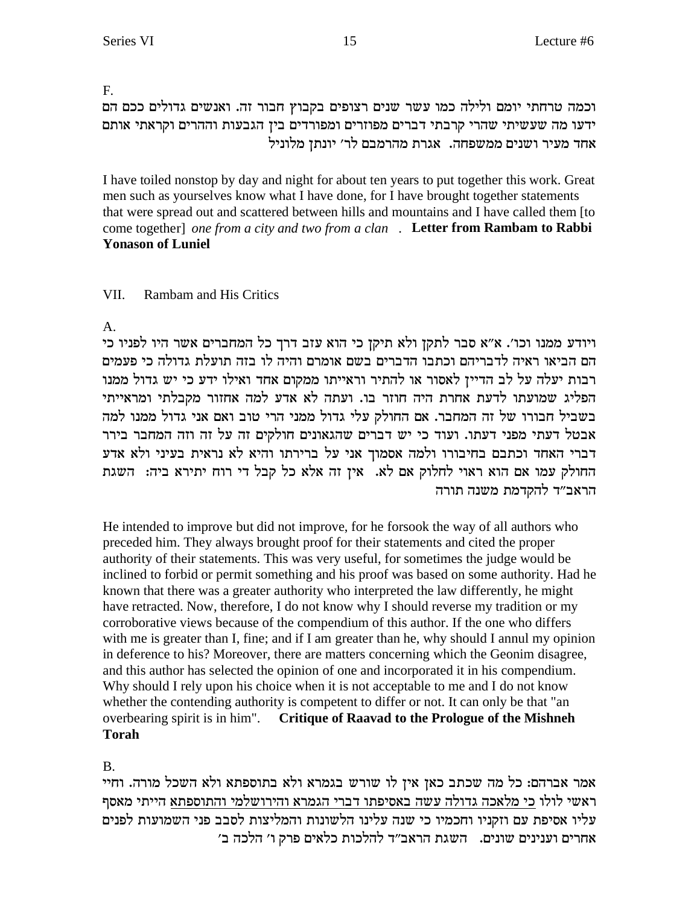F.

וכמה טרחתי יומם ולילה כמו עשר שנים רצופים בקבוץ חבור זה. ואנשים גדולים ככם הם ידעו מה שעשיתי שהרי קרבתי דברים מפוזרים ומפורדים בין הגבעות וההרים וקראתי אותם אחד מעיר ושנים ממשפחה. אגרת מהרמבם לר׳ יונתן מלוניל

I have toiled nonstop by day and night for about ten years to put together this work. Great men such as yourselves know what I have done, for I have brought together statements that were spread out and scattered between hills and mountains and I have called them [to come together] *one from a city and two from a clan* . **Letter from Rambam to Rabbi Yonason of Luniel**

## VII. Rambam and His Critics

A.

ויודע ממנו וכו׳. א״א סבר לתקן ולא תיקן כי הוא עזב דרך כל המחברים אשר היו לפניו כי הם הביאו ראיה לדבריהם וכתבו הדברים בשם אומרם והיה לו בזה תועלת גדולה כי פעמים רבות יעלה על לב הדיין לאסור או להתיר וראייתו ממקום אחד ואילו ידע כי יש גדול ממנו הפליג שמועתו לדעת אחרת היה חוזר בו. ועתה לא אדע למה אחזור מקבלתי ומראייתי בשביל חבורו של זה המחבר. אם החולק עלי גדול ממני הרי טוב ואם אני גדול ממנו למה אבטל דעתי מפני דעתו. ועוד כי יש דברים שהגאונים חולקים זה על זה וזה המחבר בירר דברי האחד וכתבם בחיבורו ולמה אסמוך אני על ברירתו והיא לא נראית בעיני ולא אדע החולק עמו אם הוא ראוי לחלוק אם לא. אין זה אלא כל קבל די רוח יתירא ביה: השגת הראב״ד להקדמת משנה תורה

He intended to improve but did not improve, for he forsook the way of all authors who preceded him. They always brought proof for their statements and cited the proper authority of their statements. This was very useful, for sometimes the judge would be inclined to forbid or permit something and his proof was based on some authority. Had he known that there was a greater authority who interpreted the law differently, he might have retracted. Now, therefore, I do not know why I should reverse my tradition or my corroborative views because of the compendium of this author. If the one who differs with me is greater than I, fine; and if I am greater than he, why should I annul my opinion in deference to his? Moreover, there are matters concerning which the Geonim disagree, and this author has selected the opinion of one and incorporated it in his compendium. Why should I rely upon his choice when it is not acceptable to me and I do not know whether the contending authority is competent to differ or not. It can only be that "an overbearing spirit is in him". **Critique of Raavad to the Prologue of the Mishneh Torah**

B.

אמר אברהם: כל מה שכתב כאן אין לו שורש בגמרא ולא בתוספתא ולא השכל מורה. וחיי ראשי לולו <u>כי מלאכה גדולה עשה באסיפתו דברי הגמרא והירושלמי והתוספתא</u> הייתי מאסף עליו אסיפת עם וזקניו וחכמיו כי שנה עלינו הלשונות והמליצות לסבב פני השמועות לפנים אחרים וענינים שונים. השגת הראב״ד להלכות כלאים פרק ו׳ הלכה ב׳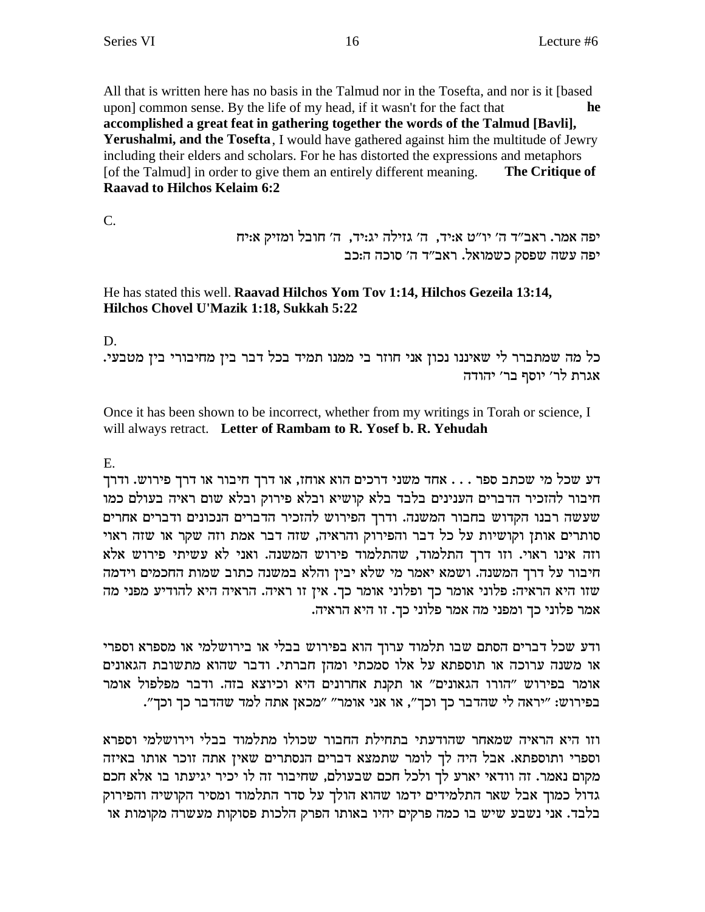All that is written here has no basis in the Talmud nor in the Tosefta, and nor is it [based upon] common sense. By the life of my head, if it wasn't for the fact that **he accomplished a great feat in gathering together the words of the Talmud [Bavli], Yerushalmi, and the Tosefta**, I would have gathered against him the multitude of Jewry including their elders and scholars. For he has distorted the expressions and metaphors [of the Talmud] in order to give them an entirely different meaning. **The Critique of Raavad to Hilchos Kelaim 6:2**

C.

יפה אמר. ראב"ד ה' יו"ט א:יד, ה' גזילה יג:יד, ה' חובל ומזיק א:יח
יפה עשה שפסק כשמואל. ראב"ד ה' סוכה ה:כב

He has stated this well. **Raavad Hilchos Yom Tov 1:14, Hilchos Gezeila 13:14, Hilchos Chovel U'Mazik 1:18, Sukkah 5:22**

D.

כל מה שמתברר לי שאיננו נכון אני חוזר בי ממנו תמיד בכל דבר בין מחיבורי בין מטבעי. אגרת לר' יוסף בר' יהודה

Once it has been shown to be incorrect, whether from my writings in Torah or science, I will always retract. **Letter of Rambam to R. Yosef b. R. Yehudah**

E.

דע שכל מי שכתב ספר . . . אחד משני דרכים הוא אוחז, או דרך חיבור או דרך פירוש. ודרך חיבור להזכיר הדברים הענינים בלבד בלא קושיא ובלא פירוק ובלא שום ראיה בעולם כמו שעשה רבנו הקדוש בחבור המשנה. ודרך הפירוש להזכיר הדברים הנכונים ודברים אחרים סותרים אותן וקושיות על כל דבר והפירוק והראיה, שזה דבר אמת וזה שקר או שזה ראוי וזה אינו ראוי. וזו דרך התלמוד, שהתלמוד פירוש המשנה. ואני לא עשיתי פירוש אלא חיבור על דרך המשנה. ושמא יאמר מי שלא יבין והלא במשנה כתוב שמות החכמים וידמה שזו היא הראיה: פלוני אומר כך ופלוני אומר כך. אין זו ראיה. הראיה היא להודיע מפני מה אמר פלוני כך ומפני מה אמר פלוני כך. זו היא הראיה.

ודע שכל דברים הסתם שבו תלמוד ערוך הוא בפירוש בבלי או בירושלמי או מספרא וספרי או משנה ערוכה או תוספתא על אלו סמכתי ומהן חברתי. ודבר שהוא מתשובת הגאונים אומר בפירוש "הורו הגאונים" או תקנת אחרונים היא וכיוצא בזה. ודבר מפלפול אומר בפירוש: "יראה לי שהדבר כך וכך", או אני אומר" "מכאן אתה למד שהדבר כך וכך".

וזו היא הראיה שמאחר שהודעתי בתחילת החבור שכולו מתלמוד בבלי וירושלמי וספרא וספרי ותוספתא. אבל היה לך לומר שתמצא דברים הנסתרים שאין אתה זוכר אותו באיזה מקום נאמר. זה וודאי יארע לך ולכל חכם שבעולם, שחיבור זה לו יכיר יגיעתו בו אלא חכם גדול כמוך אבל שאר התלמידים ידמו שהוא הולך על סדר התלמוד ומסיר הקושיה והפירוק בלבד. אני נשבע שיש בו כמה פרקים יהיו באותו הפרק הלכות פסוקות מעשרה מקומות או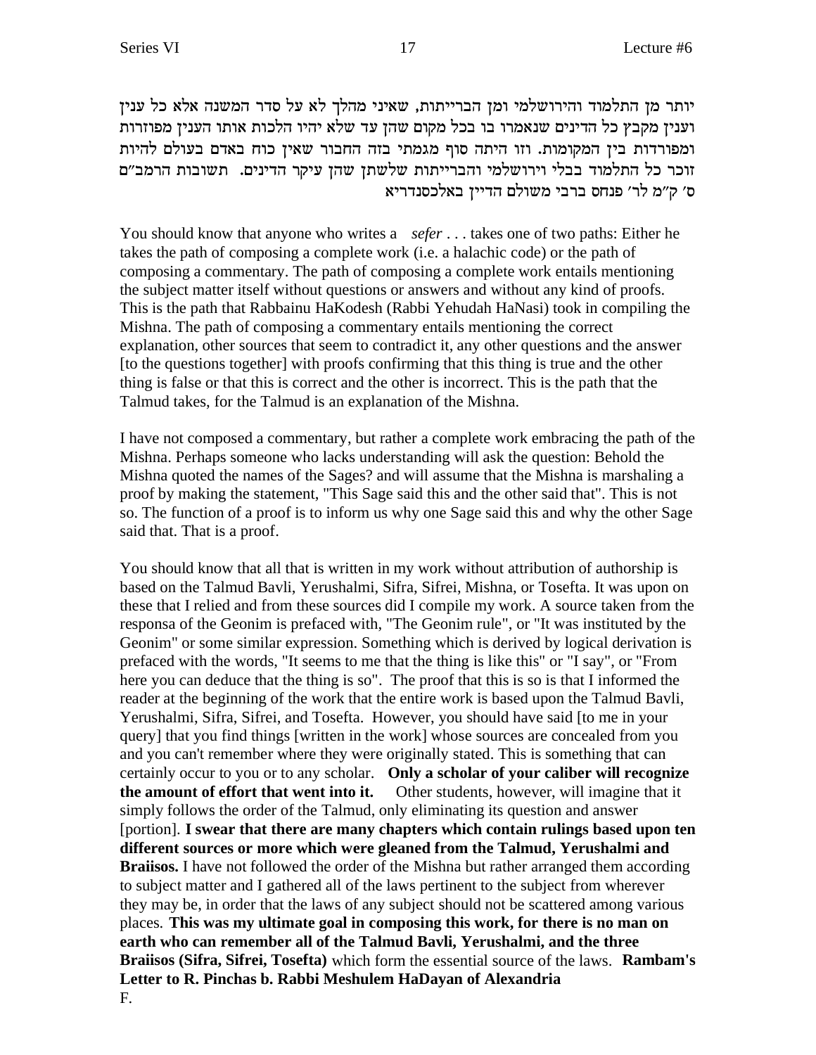יותר מן התלמוד והירושלמי ומן הברייתות, שאיני מהלך לא על סדר המשנה אלא כל ענין וענין מקבץ כל הדינים שנאמרו בו בכל מקום שהן עד שלא יהיו הלכות אותו הענין מפוזרות ומפורדות בין המקומות. וזו היתה סוף מגמתי בזה החבור שאין כוח באדם בעולם להיות זוכר כל התלמוד בבלי וירושלמי והברייתות שלשתן שהן עיקר הדינים. תשובות הרמב"ם ס' ק"מ לר' פנחס ברבי משולם הדיין באלכסנדריא

You should know that anyone who writes a *sefer* . . . takes one of two paths: Either he takes the path of composing a complete work (i.e. a halachic code) or the path of composing a commentary. The path of composing a complete work entails mentioning the subject matter itself without questions or answers and without any kind of proofs. This is the path that Rabbainu HaKodesh (Rabbi Yehudah HaNasi) took in compiling the Mishna. The path of composing a commentary entails mentioning the correct explanation, other sources that seem to contradict it, any other questions and the answer [to the questions together] with proofs confirming that this thing is true and the other thing is false or that this is correct and the other is incorrect. This is the path that the Talmud takes, for the Talmud is an explanation of the Mishna.

I have not composed a commentary, but rather a complete work embracing the path of the Mishna. Perhaps someone who lacks understanding will ask the question: Behold the Mishna quoted the names of the Sages? and will assume that the Mishna is marshaling a proof by making the statement, "This Sage said this and the other said that". This is not so. The function of a proof is to inform us why one Sage said this and why the other Sage said that. That is a proof.

You should know that all that is written in my work without attribution of authorship is based on the Talmud Bavli, Yerushalmi, Sifra, Sifrei, Mishna, or Tosefta. It was upon on these that I relied and from these sources did I compile my work. A source taken from the responsa of the Geonim is prefaced with, "The Geonim rule", or "It was instituted by the Geonim" or some similar expression. Something which is derived by logical derivation is prefaced with the words, "It seems to me that the thing is like this" or "I say", or "From here you can deduce that the thing is so". The proof that this is so is that I informed the reader at the beginning of the work that the entire work is based upon the Talmud Bavli, Yerushalmi, Sifra, Sifrei, and Tosefta. However, you should have said [to me in your query] that you find things [written in the work] whose sources are concealed from you and you can't remember where they were originally stated. This is something that can certainly occur to you or to any scholar. **Only a scholar of your caliber will recognize the amount of effort that went into it.** Other students, however, will imagine that it simply follows the order of the Talmud, only eliminating its question and answer [portion]. **I swear that there are many chapters which contain rulings based upon ten different sources or more which were gleaned from the Talmud, Yerushalmi and Braiisos.** I have not followed the order of the Mishna but rather arranged them according to subject matter and I gathered all of the laws pertinent to the subject from wherever they may be, in order that the laws of any subject should not be scattered among various places. **This was my ultimate goal in composing this work, for there is no man on earth who can remember all of the Talmud Bavli, Yerushalmi, and the three Braiisos (Sifra, Sifrei, Tosefta)** which form the essential source of the laws. **Rambam's Letter to R. Pinchas b. Rabbi Meshulem HaDayan of Alexandria**

F.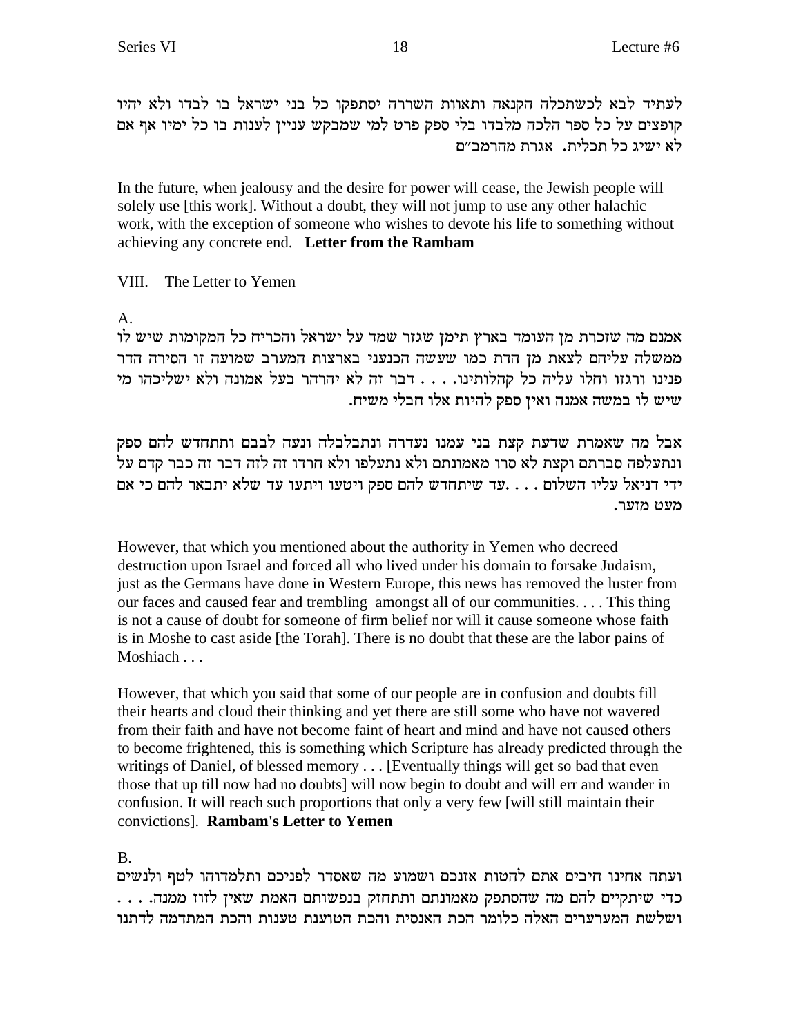לעתיד לבא לכשתכלה הקנאה ותאוות השררה יסתפקו כל בני ישראל בו לבדו ולא יהיו קופצים על כל ספר הלכה מלבדו בלי ספק פרט למי שמבקש עניין לענות בו כל ימיו אף אם לא ישיג כל תכלית. אגרת מהרמב"ם

In the future, when jealousy and the desire for power will cease, the Jewish people will solely use [this work]. Without a doubt, they will not jump to use any other halachic work, with the exception of someone who wishes to devote his life to something without achieving any concrete end. **Letter from the Rambam**

VIII. The Letter to Yemen

A.

אמנם מה שזכרת מן העומד בארץ תימן שגזר שמד על ישראל והכריח כל המקומות שיש לו ממשלה עליהם לצאת מן הדת כמו שעשה הכנעני בארצות המערב שמועה זו הסירה הדר פנינו ורגזו וחלו עליה כל קהלותינו. . . . דבר זה לא יהרהר בעל אמונה ולא ישליכהו מי שיש לו במשה אמנה ואין ספק להיות אלו חבלי משיח.

אבל מה שאמרת שדעת קצת בני עמנו נעדרה ונתבלבלה ונעה לבבם ותתחדש להם ספק ונתעלפה סברתם וקצת לא סרו מאמונתם ולא נתעלפו ולא חרדו זה לזה דבר זה כבר קדם על ידי דניאל עליו השלום . . . .עד שיתחדש להם ספק ויטעו ויתעו עד שלא יתבאר להם כי אם מעט מזער.

However, that which you mentioned about the authority in Yemen who decreed destruction upon Israel and forced all who lived under his domain to forsake Judaism, just as the Germans have done in Western Europe, this news has removed the luster from our faces and caused fear and trembling amongst all of our communities. . . . This thing is not a cause of doubt for someone of firm belief nor will it cause someone whose faith is in Moshe to cast aside [the Torah]. There is no doubt that these are the labor pains of Moshiach . . .

However, that which you said that some of our people are in confusion and doubts fill their hearts and cloud their thinking and yet there are still some who have not wavered from their faith and have not become faint of heart and mind and have not caused others to become frightened, this is something which Scripture has already predicted through the writings of Daniel, of blessed memory . . . [Eventually things will get so bad that even those that up till now had no doubts] will now begin to doubt and will err and wander in confusion. It will reach such proportions that only a very few [will still maintain their convictions]. **Rambam's Letter to Yemen**

B.

ועתה אחינו חיבים אתם להטות אזנכם ושמוע מה שאסדר לפניכם ותלמדוהו לטף ולנשים כדי שיתקיים להם מה שהסתפק מאמונתם ותתחזק בנפשותם האמת שאין לזוז ממנה. . . . ושלשת המערערים האלה כלומר הכת האנסית והכת הטוענת טענות והכת המתדמה לדתנו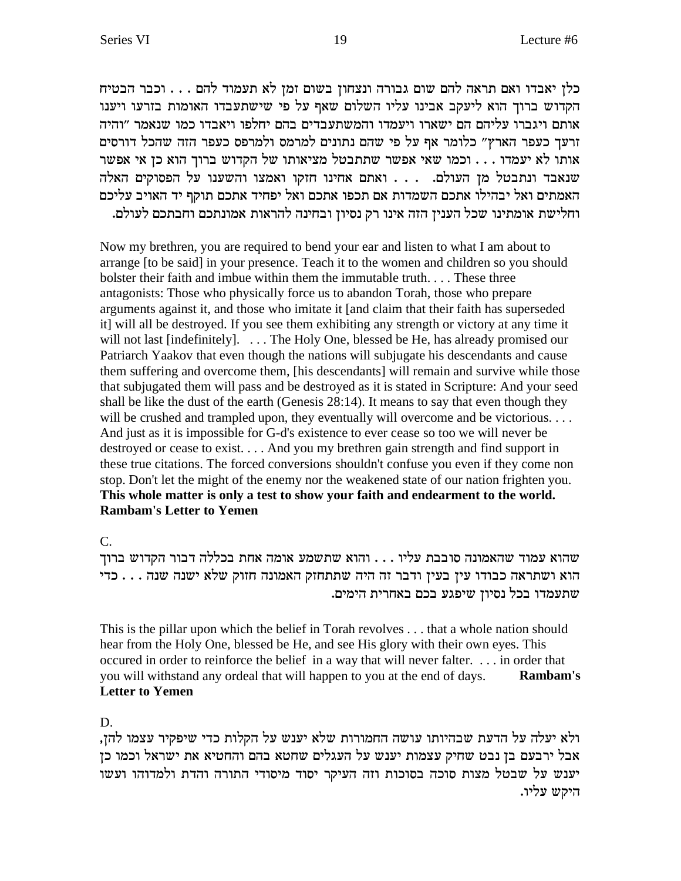כלן יאבדו ואם תראה להם שום גבורה ונצחון בשום זמן לא תעמוד להם . . . וכבר הבטיח הקדוש ברוך הוא ליעקב אבינו עליו השלום שאף על פי שישתעבדו האומות בזרעו ויענו אותם ויגברו עליהם הם ישארו ויעמדו והמשתעבדים בהם יחלפו ויאבדו כמו שנאמר "והיה זרעך כעפר הארץ" כלומר אף על פי שהם נתונים למרמס ולמרפס כעפר הזה שהכל דורסים אותו לא יעמדו . . . וכמו שאי אפשר שתתבטל מציאותו של הקדוש ברוך הוא כן אי אפשר שנאבד ונתבטל מן העולם. . . . ואתם אחינו חזקו ואמצו והשענו על הפסוקים האלה האמתים ואל יבהילו אתכם השמדות אם תכפו אתכם ואל יפחיד אתכם תוקף יד האויב עליכם וחלישת אומתינו שכל הענין הזה אינו רק נסיון ובחינה להראות אמונתכם וחבתכם לעולם.

Now my brethren, you are required to bend your ear and listen to what I am about to arrange [to be said] in your presence. Teach it to the women and children so you should bolster their faith and imbue within them the immutable truth. . . . These three antagonists: Those who physically force us to abandon Torah, those who prepare arguments against it, and those who imitate it [and claim that their faith has superseded it] will all be destroyed. If you see them exhibiting any strength or victory at any time it will not last [indefinitely]. . . . The Holy One, blessed be He, has already promised our Patriarch Yaakov that even though the nations will subjugate his descendants and cause them suffering and overcome them, [his descendants] will remain and survive while those that subjugated them will pass and be destroyed as it is stated in Scripture: And your seed shall be like the dust of the earth (Genesis 28:14). It means to say that even though they will be crushed and trampled upon, they eventually will overcome and be victorious. . . . And just as it is impossible for G-d's existence to ever cease so too we will never be destroyed or cease to exist. . . . And you my brethren gain strength and find support in these true citations. The forced conversions shouldn't confuse you even if they come non stop. Don't let the might of the enemy nor the weakened state of our nation frighten you. **This whole matter is only a test to show your faith and endearment to the world.** **Rambam's Letter to Yemen**

C.

שהוא עמוד שהאמונה סובבת עליו . . . והוא שתשמע אומה אחת בכללה דבור הקדוש ברוך הוא ושתראה כבודו עין בעין ודבר זה היה שתתחזק האמונה חזוק שלא ישנה שנה . . . כדי שתעמדו בכל נסיון שיפגע בכם באחרית הימים.

This is the pillar upon which the belief in Torah revolves . . . that a whole nation should hear from the Holy One, blessed be He, and see His glory with their own eyes. This occured in order to reinforce the belief in a way that will never falter. . . . in order that you will withstand any ordeal that will happen to you at the end of days. **Rambam's Letter to Yemen**

D.

ולא יעלה על הדעת שבהיותו עושה החמורות שלא יענש על הקלות כדי שיפקיר עצמו להן, אבל ירבעם בן נבט שחיק עצמות יענש על העגלים שחטא בהם והחטיא את ישראל וכמו כן יענש על שבטל מצות סוכה בסוכות וזה העיקר יסוד מיסודי התורה והדת ולמדוהו ועשו היקש עליו.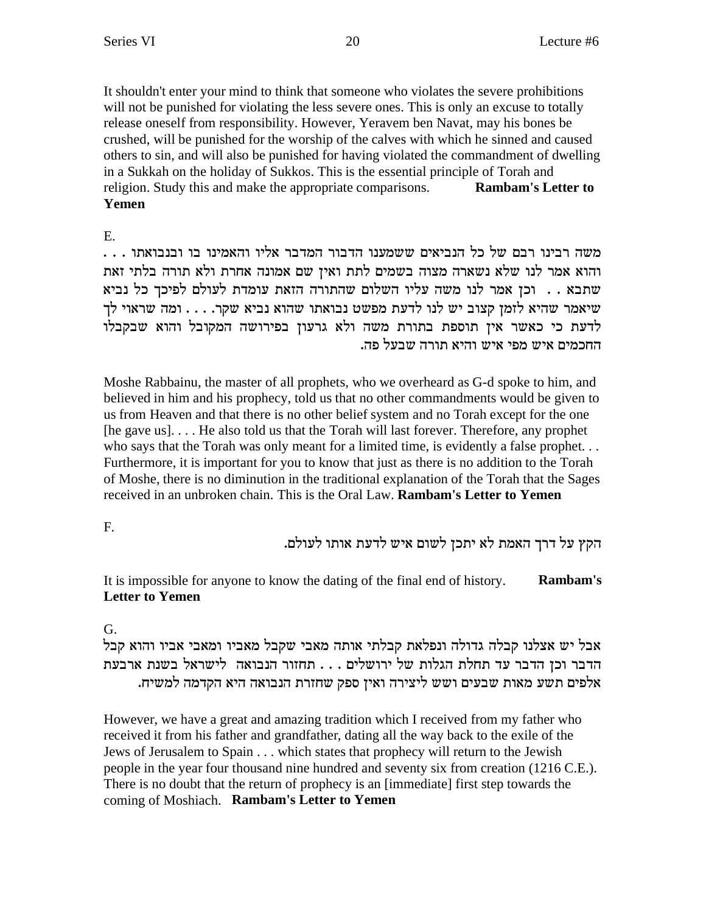It shouldn't enter your mind to think that someone who violates the severe prohibitions will not be punished for violating the less severe ones. This is only an excuse to totally release oneself from responsibility. However, Yeravem ben Navat, may his bones be crushed, will be punished for the worship of the calves with which he sinned and caused others to sin, and will also be punished for having violated the commandment of dwelling in a Sukkah on the holiday of Sukkos. This is the essential principle of Torah and religion. Study this and make the appropriate comparisons. **Rambam's Letter to Yemen**

E.

משה רבינו רבם של כל הנביאים ששמענו הדבור המדבר אליו והאמינו בו ובנבואתו . . . והוא אמר לנו שלא נשארה מצוה בשמים לתת ואין שם אמונה אחרת ולא תורה בלתי זאת שתבא . . וכן אמר לנו משה עליו השלום שהתורה הזאת עומדת לעולם לפיכך כל נביא שיאמר שהיא לזמן קצוב יש לנו לדעת מפשט נבואתו שהוא נביא שקר. . . . ומה שראוי לך לדעת כי כאשר אין תוספת בתורת משה ולא גרעון בפירושה המקובל והוא שבקבלו החכמים איש מפי איש והיא תורה שבעל פה.

Moshe Rabbainu, the master of all prophets, who we overheard as G-d spoke to him, and believed in him and his prophecy, told us that no other commandments would be given to us from Heaven and that there is no other belief system and no Torah except for the one [he gave us]. . . . He also told us that the Torah will last forever. Therefore, any prophet who says that the Torah was only meant for a limited time, is evidently a false prophet. . . Furthermore, it is important for you to know that just as there is no addition to the Torah of Moshe, there is no diminution in the traditional explanation of the Torah that the Sages received in an unbroken chain. This is the Oral Law. **Rambam's Letter to Yemen**

F.

הקץ על דרך האמת לא יתכן לשום איש לדעת אותו לעולם.

It is impossible for anyone to know the dating of the final end of history. **Rambam's Letter to Yemen**

G.

אבל יש אצלנו קבלה גדולה ונפלאת קבלתי אותה מאבי שקבל מאביו ומאבי אביו והוא קבל הדבר וכן הדבר עד תחלת הגלות של ירושלים . . . תחזור הנבואה לישראל בשנת ארבעת אלפים תשע מאות שבעים ושש ליצירה ואין ספק שחזרת הנבואה היא הקדמה למשיח.

However, we have a great and amazing tradition which I received from my father who received it from his father and grandfather, dating all the way back to the exile of the Jews of Jerusalem to Spain . . . which states that prophecy will return to the Jewish people in the year four thousand nine hundred and seventy six from creation (1216 C.E.). There is no doubt that the return of prophecy is an [immediate] first step towards the coming of Moshiach. **Rambam's Letter to Yemen**